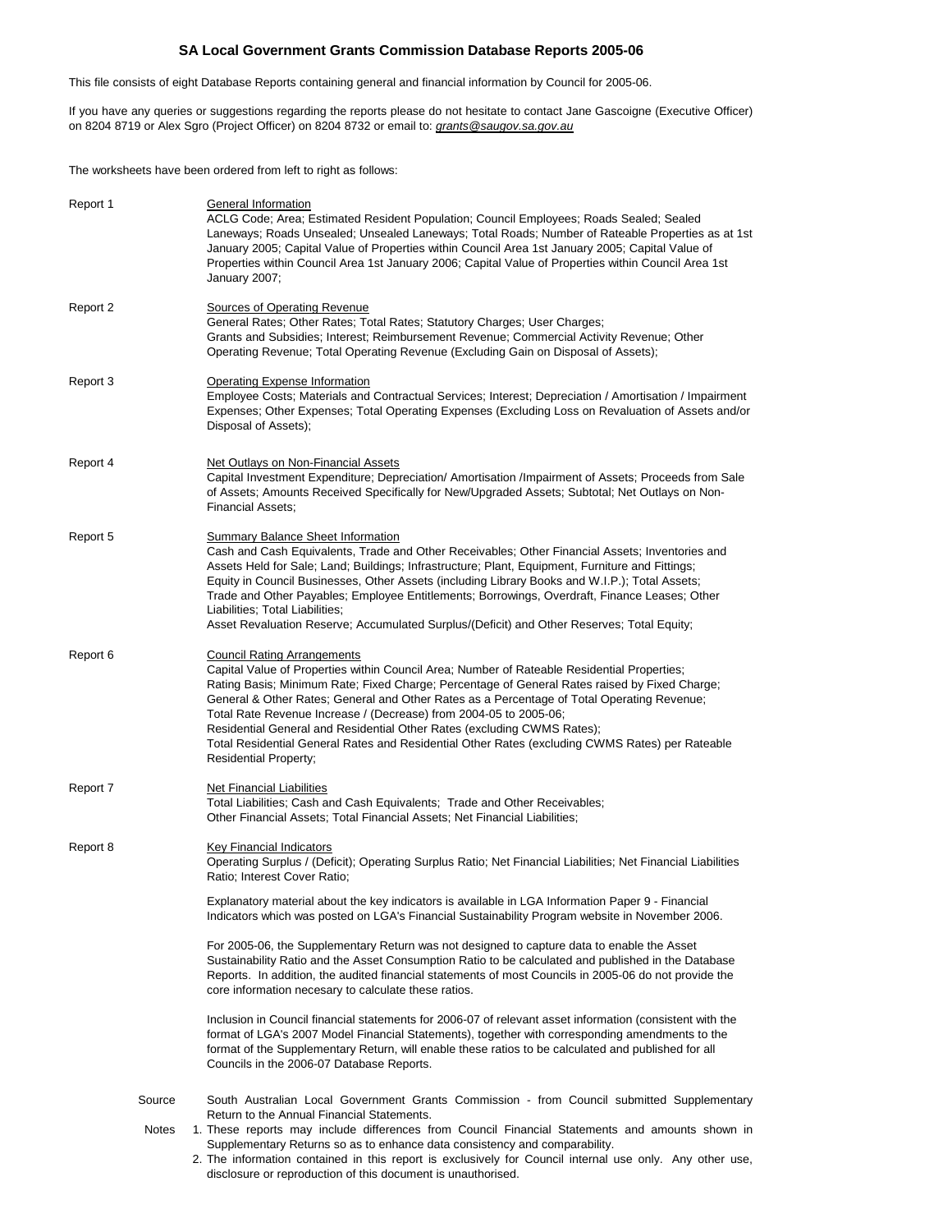# SA Local Government Grants Commission Database Reports 2005-06

This file consists of eight Database Reports containing general and financial information by Council for 2005-06.

If you have any queries or suggestions regarding the reports please do not hesitate to contact Jane Gascoigne (Executive Officer) on 8204 8719 or Alex Sgro (Project Officer) on 8204 8732 or email to: *grants@saugov.sa.gov.au*

The worksheets have been ordered from left to right as follows:

**Report 1** — General Information

ACLG Code; Area; Estimated Resident Population; Council Employees; Roads Sealed; Sealed Laneways; Roads Unsealed; Unsealed Laneways; Total Roads; Number of Rateable Properties as at 1st January 2005; Capital Value of Properties within Council Area 1st January 2005; Capital Value of Properties within Council Area 1st January 2006; Capital Value of Properties within Council Area 1st January 2007;

**Report 2** — Sources of Operating Revenue

General Rates; Other Rates; Total Rates; Statutory Charges; User Charges; Grants and Subsidies; Interest; Reimbursement Revenue; Commercial Activity Revenue; Other Operating Revenue; Total Operating Revenue (Excluding Gain on Disposal of Assets);

**Report 3** — Operating Expense Information

Employee Costs; Materials and Contractual Services; Interest; Depreciation / Amortisation / Impairment Expenses; Other Expenses; Total Operating Expenses (Excluding Loss on Revaluation of Assets and/or Disposal of Assets);

**Report 4** — Net Outlays on Non-Financial Assets

Capital Investment Expenditure; Depreciation/ Amortisation /Impairment of Assets; Proceeds from Sale of Assets; Amounts Received Specifically for New/Upgraded Assets; Subtotal; Net Outlays on Non-Financial Assets;

**Report 5** — Summary Balance Sheet Information

Cash and Cash Equivalents, Trade and Other Receivables; Other Financial Assets; Inventories and Assets Held for Sale; Land; Buildings; Infrastructure; Plant, Equipment, Furniture and Fittings; Equity in Council Businesses, Other Assets (including Library Books and W.I.P.); Total Assets; Trade and Other Payables; Employee Entitlements; Borrowings, Overdraft, Finance Leases; Other Liabilities; Total Liabilities;
Asset Revaluation Reserve; Accumulated Surplus/(Deficit) and Other Reserves; Total Equity;

**Report 6** — Council Rating Arrangements

Capital Value of Properties within Council Area; Number of Rateable Residential Properties; Rating Basis; Minimum Rate; Fixed Charge; Percentage of General Rates raised by Fixed Charge; General & Other Rates; General and Other Rates as a Percentage of Total Operating Revenue; Total Rate Revenue Increase / (Decrease) from 2004-05 to 2005-06; Residential General and Residential Other Rates (excluding CWMS Rates); Total Residential General Rates and Residential Other Rates (excluding CWMS Rates) per Rateable Residential Property;

**Report 7** — Net Financial Liabilities

Total Liabilities; Cash and Cash Equivalents; Trade and Other Receivables; Other Financial Assets; Total Financial Assets; Net Financial Liabilities;

**Report 8** — Key Financial Indicators

Operating Surplus / (Deficit); Operating Surplus Ratio; Net Financial Liabilities; Net Financial Liabilities Ratio; Interest Cover Ratio;

Explanatory material about the key indicators is available in LGA Information Paper 9 - Financial Indicators which was posted on LGA's Financial Sustainability Program website in November 2006.

For 2005-06, the Supplementary Return was not designed to capture data to enable the Asset Sustainability Ratio and the Asset Consumption Ratio to be calculated and published in the Database Reports. In addition, the audited financial statements of most Councils in 2005-06 do not provide the core information necesary to calculate these ratios.

Inclusion in Council financial statements for 2006-07 of relevant asset information (consistent with the format of LGA's 2007 Model Financial Statements), together with corresponding amendments to the format of the Supplementary Return, will enable these ratios to be calculated and published for all Councils in the 2006-07 Database Reports.

**Source** — South Australian Local Government Grants Commission - from Council submitted Supplementary Return to the Annual Financial Statements.

**Notes**

1. These reports may include differences from Council Financial Statements and amounts shown in Supplementary Returns so as to enhance data consistency and comparability.
2. The information contained in this report is exclusively for Council internal use only. Any other use, disclosure or reproduction of this document is unauthorised.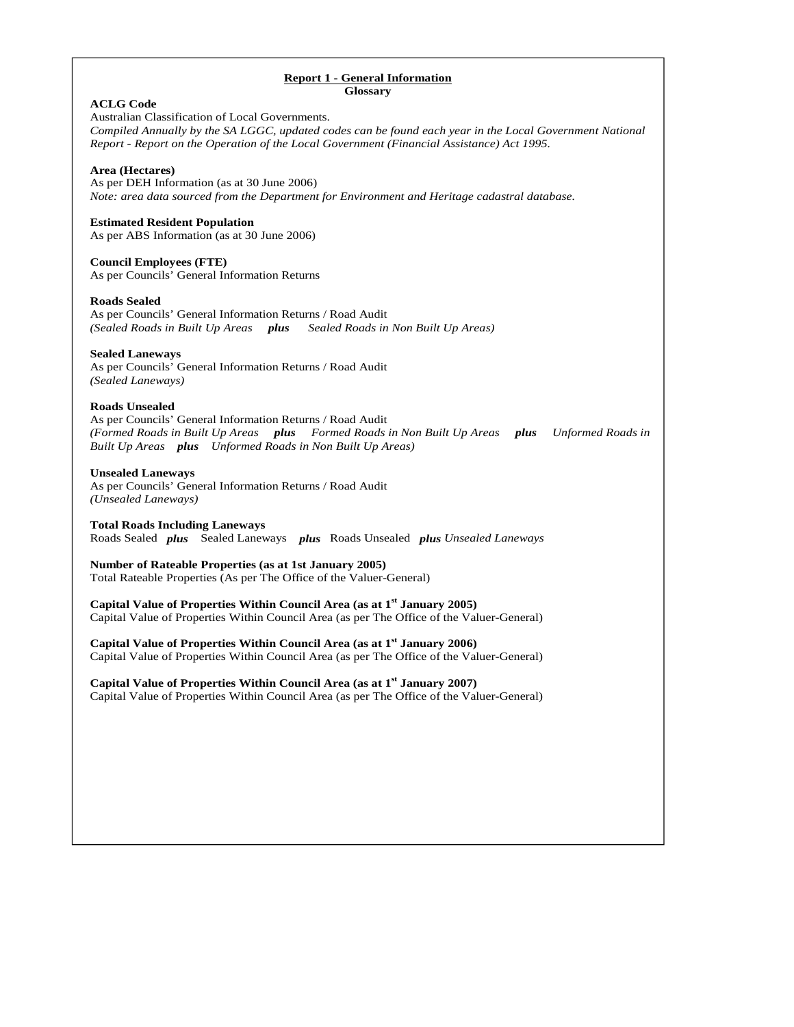# Report 1 - General Information

## Glossary

**ACLG Code**
Australian Classification of Local Governments.
*Compiled Annually by the SA LGGC, updated codes can be found each year in the Local Government National Report - Report on the Operation of the Local Government (Financial Assistance) Act 1995.*

**Area (Hectares)**
As per DEH Information (as at 30 June 2006)
*Note: area data sourced from the Department for Environment and Heritage cadastral database.*

**Estimated Resident Population**
As per ABS Information (as at 30 June 2006)

**Council Employees (FTE)**
As per Councils' General Information Returns

**Roads Sealed**
As per Councils' General Information Returns / Road Audit
*(Sealed Roads in Built Up Areas* ***plus*** *Sealed Roads in Non Built Up Areas)*

**Sealed Laneways**
As per Councils' General Information Returns / Road Audit
*(Sealed Laneways)*

**Roads Unsealed**
As per Councils' General Information Returns / Road Audit
*(Formed Roads in Built Up Areas* ***plus*** *Formed Roads in Non Built Up Areas* ***plus*** *Unformed Roads in Built Up Areas* ***plus*** *Unformed Roads in Non Built Up Areas)*

**Unsealed Laneways**
As per Councils' General Information Returns / Road Audit
*(Unsealed Laneways)*

**Total Roads Including Laneways**
Roads Sealed ***plus*** Sealed Laneways ***plus*** Roads Unsealed ***plus*** *Unsealed Laneways*

**Number of Rateable Properties (as at 1st January 2005)**
Total Rateable Properties (As per The Office of the Valuer-General)

**Capital Value of Properties Within Council Area (as at 1st January 2005)**
Capital Value of Properties Within Council Area (as per The Office of the Valuer-General)

**Capital Value of Properties Within Council Area (as at 1st January 2006)**
Capital Value of Properties Within Council Area (as per The Office of the Valuer-General)

**Capital Value of Properties Within Council Area (as at 1st January 2007)**
Capital Value of Properties Within Council Area (as per The Office of the Valuer-General)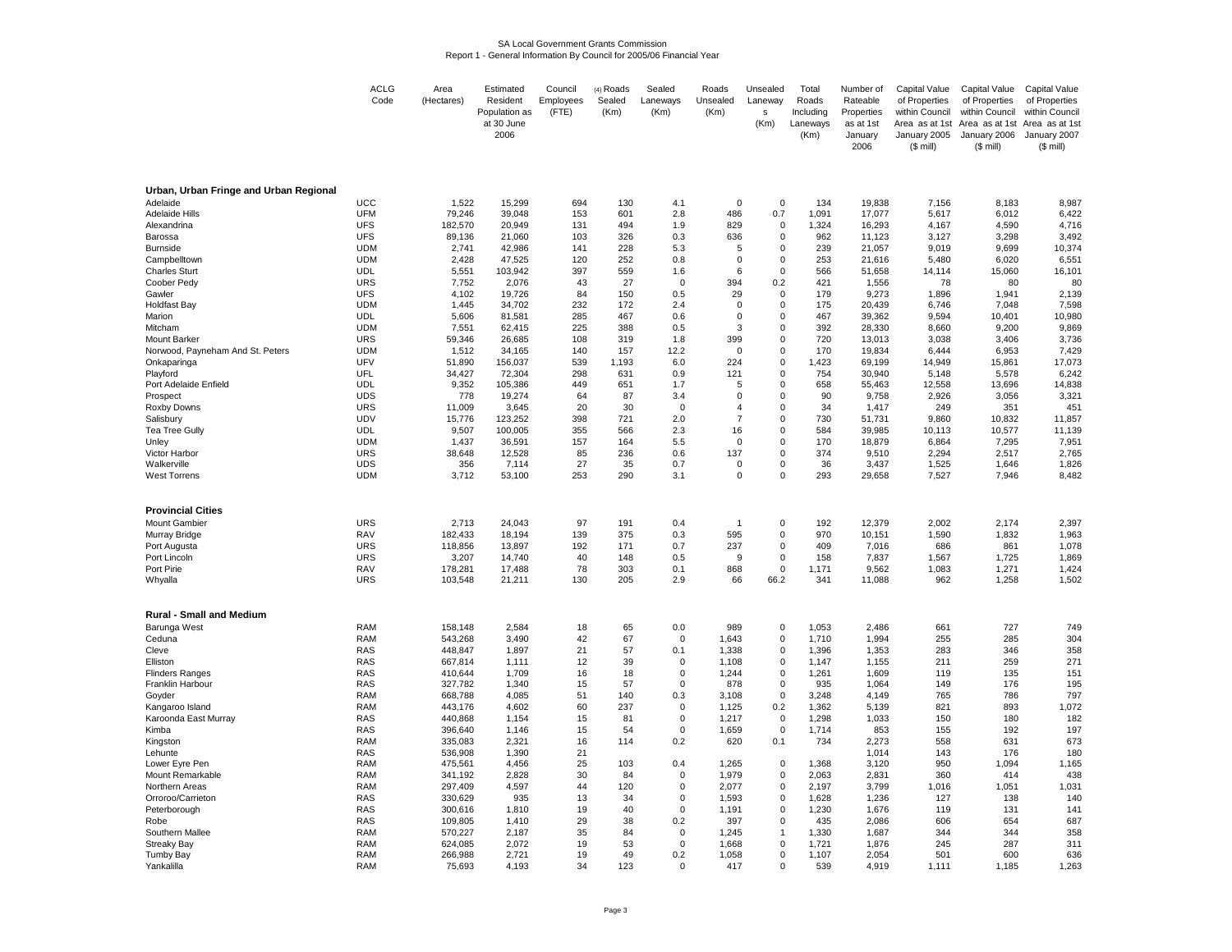SA Local Government Grants Commission
Report 1 - General Information By Council for 2005/06 Financial Year

| | ACLG Code | Area (Hectares) | Estimated Resident Population as at 30 June 2006 | Council Employees (FTE) | (4) Roads Sealed (Km) | Sealed Laneways (Km) | Roads Unsealed (Km) | Unsealed Laneways (Km) | Total Roads Including Laneways (Km) | Number of Rateable Properties as at 1st January 2006 | Capital Value of Properties within Council Area as at 1st January 2005 ($ mill) | Capital Value of Properties within Council Area as at 1st January 2006 ($ mill) | Capital Value of Properties within Council Area as at 1st January 2007 ($ mill) |
|---|---|---|---|---|---|---|---|---|---|---|---|---|---|
| **Urban, Urban Fringe and Urban Regional** | | | | | | | | | | | | | |
| Adelaide | UCC | 1,522 | 15,299 | 694 | 130 | 4.1 | 0 | 0 | 134 | 19,838 | 7,156 | 8,183 | 8,987 |
| Adelaide Hills | UFM | 79,246 | 39,048 | 153 | 601 | 2.8 | 486 | 0.7 | 1,091 | 17,077 | 5,617 | 6,012 | 6,422 |
| Alexandrina | UFS | 182,570 | 20,949 | 131 | 494 | 1.9 | 829 | 0 | 1,324 | 16,293 | 4,167 | 4,590 | 4,716 |
| Barossa | UFS | 89,136 | 21,060 | 103 | 326 | 0.3 | 636 | 0 | 962 | 11,123 | 3,127 | 3,298 | 3,492 |
| Burnside | UDM | 2,741 | 42,986 | 141 | 228 | 5.3 | 5 | 0 | 239 | 21,057 | 9,019 | 9,699 | 10,374 |
| Campbelltown | UDM | 2,428 | 47,525 | 120 | 252 | 0.8 | 0 | 0 | 253 | 21,616 | 5,480 | 6,020 | 6,551 |
| Charles Sturt | UDL | 5,551 | 103,942 | 397 | 559 | 1.6 | 6 | 0 | 566 | 51,658 | 14,114 | 15,060 | 16,101 |
| Coober Pedy | URS | 7,752 | 2,076 | 43 | 27 | 0 | 394 | 0.2 | 421 | 1,556 | 78 | 80 | 80 |
| Gawler | UFS | 4,102 | 19,726 | 84 | 150 | 0.5 | 29 | 0 | 179 | 9,273 | 1,896 | 1,941 | 2,139 |
| Holdfast Bay | UDM | 1,445 | 34,702 | 232 | 172 | 2.4 | 0 | 0 | 175 | 20,439 | 6,746 | 7,048 | 7,598 |
| Marion | UDL | 5,606 | 81,581 | 285 | 467 | 0.6 | 0 | 0 | 467 | 39,362 | 9,594 | 10,401 | 10,980 |
| Mitcham | UDM | 7,551 | 62,415 | 225 | 388 | 0.5 | 3 | 0 | 392 | 28,330 | 8,660 | 9,200 | 9,869 |
| Mount Barker | URS | 59,346 | 26,685 | 108 | 319 | 1.8 | 399 | 0 | 720 | 13,013 | 3,038 | 3,406 | 3,736 |
| Norwood, Payneham And St. Peters | UDM | 1,512 | 34,165 | 140 | 157 | 12.2 | 0 | 0 | 170 | 19,834 | 6,444 | 6,953 | 7,429 |
| Onkaparinga | UFV | 51,890 | 156,037 | 539 | 1,193 | 6.0 | 224 | 0 | 1,423 | 69,199 | 14,949 | 15,861 | 17,073 |
| Playford | UFL | 34,427 | 72,304 | 298 | 631 | 0.9 | 121 | 0 | 754 | 30,940 | 5,148 | 5,578 | 6,242 |
| Port Adelaide Enfield | UDL | 9,352 | 105,386 | 449 | 651 | 1.7 | 5 | 0 | 658 | 55,463 | 12,558 | 13,696 | 14,838 |
| Prospect | UDS | 778 | 19,274 | 64 | 87 | 3.4 | 0 | 0 | 90 | 9,758 | 2,926 | 3,056 | 3,321 |
| Roxby Downs | URS | 11,009 | 3,645 | 20 | 30 | 0 | 4 | 0 | 34 | 1,417 | 249 | 351 | 451 |
| Salisbury | UDV | 15,776 | 123,252 | 398 | 721 | 2.0 | 7 | 0 | 730 | 51,731 | 9,860 | 10,832 | 11,857 |
| Tea Tree Gully | UDL | 9,507 | 100,005 | 355 | 566 | 2.3 | 16 | 0 | 584 | 39,985 | 10,113 | 10,577 | 11,139 |
| Unley | UDM | 1,437 | 36,591 | 157 | 164 | 5.5 | 0 | 0 | 170 | 18,879 | 6,864 | 7,295 | 7,951 |
| Victor Harbor | URS | 38,648 | 12,528 | 85 | 236 | 0.6 | 137 | 0 | 374 | 9,510 | 2,294 | 2,517 | 2,765 |
| Walkerville | UDS | 356 | 7,114 | 27 | 35 | 0.7 | 0 | 0 | 36 | 3,437 | 1,525 | 1,646 | 1,826 |
| West Torrens | UDM | 3,712 | 53,100 | 253 | 290 | 3.1 | 0 | 0 | 293 | 29,658 | 7,527 | 7,946 | 8,482 |
| **Provincial Cities** | | | | | | | | | | | | | |
| Mount Gambier | URS | 2,713 | 24,043 | 97 | 191 | 0.4 | 1 | 0 | 192 | 12,379 | 2,002 | 2,174 | 2,397 |
| Murray Bridge | RAV | 182,433 | 18,194 | 139 | 375 | 0.3 | 595 | 0 | 970 | 10,151 | 1,590 | 1,832 | 1,963 |
| Port Augusta | URS | 118,856 | 13,897 | 192 | 171 | 0.7 | 237 | 0 | 409 | 7,016 | 686 | 861 | 1,078 |
| Port Lincoln | URS | 3,207 | 14,740 | 40 | 148 | 0.5 | 9 | 0 | 158 | 7,837 | 1,567 | 1,725 | 1,869 |
| Port Pirie | RAV | 178,281 | 17,488 | 78 | 303 | 0.1 | 868 | 0 | 1,171 | 9,562 | 1,083 | 1,271 | 1,424 |
| Whyalla | URS | 103,548 | 21,211 | 130 | 205 | 2.9 | 66 | 66.2 | 341 | 11,088 | 962 | 1,258 | 1,502 |
| **Rural - Small and Medium** | | | | | | | | | | | | | |
| Barunga West | RAM | 158,148 | 2,584 | 18 | 65 | 0.0 | 989 | 0 | 1,053 | 2,486 | 661 | 727 | 749 |
| Ceduna | RAM | 543,268 | 3,490 | 42 | 67 | 0 | 1,643 | 0 | 1,710 | 1,994 | 255 | 285 | 304 |
| Cleve | RAS | 448,847 | 1,897 | 21 | 57 | 0.1 | 1,338 | 0 | 1,396 | 1,353 | 283 | 346 | 358 |
| Elliston | RAS | 667,814 | 1,111 | 12 | 39 | 0 | 1,108 | 0 | 1,147 | 1,155 | 211 | 259 | 271 |
| Flinders Ranges | RAS | 410,644 | 1,709 | 16 | 18 | 0 | 1,244 | 0 | 1,261 | 1,609 | 119 | 135 | 151 |
| Franklin Harbour | RAS | 327,782 | 1,340 | 15 | 57 | 0 | 878 | 0 | 935 | 1,064 | 149 | 176 | 195 |
| Goyder | RAM | 668,788 | 4,085 | 51 | 140 | 0.3 | 3,108 | 0 | 3,248 | 4,149 | 765 | 786 | 797 |
| Kangaroo Island | RAM | 443,176 | 4,602 | 60 | 237 | 0 | 1,125 | 0.2 | 1,362 | 5,139 | 821 | 893 | 1,072 |
| Karoonda East Murray | RAS | 440,868 | 1,154 | 15 | 81 | 0 | 1,217 | 0 | 1,298 | 1,033 | 150 | 180 | 182 |
| Kimba | RAS | 396,640 | 1,146 | 15 | 54 | 0 | 1,659 | 0 | 1,714 | 853 | 155 | 192 | 197 |
| Kingston | RAM | 335,083 | 2,321 | 16 | 114 | 0.2 | 620 | 0.1 | 734 | 2,273 | 558 | 631 | 673 |
| Lehunte | RAS | 536,908 | 1,390 | 21 | | | | | | 1,014 | 143 | 176 | 180 |
| Lower Eyre Pen | RAM | 475,561 | 4,456 | 25 | 103 | 0.4 | 1,265 | 0 | 1,368 | 3,120 | 950 | 1,094 | 1,165 |
| Mount Remarkable | RAM | 341,192 | 2,828 | 30 | 84 | 0 | 1,979 | 0 | 2,063 | 2,831 | 360 | 414 | 438 |
| Northern Areas | RAM | 297,409 | 4,597 | 44 | 120 | 0 | 2,077 | 0 | 2,197 | 3,799 | 1,016 | 1,051 | 1,031 |
| Orroroo/Carrieton | RAS | 330,629 | 935 | 13 | 34 | 0 | 1,593 | 0 | 1,628 | 1,236 | 127 | 138 | 140 |
| Peterborough | RAS | 300,616 | 1,810 | 19 | 40 | 0 | 1,191 | 0 | 1,230 | 1,676 | 119 | 131 | 141 |
| Robe | RAS | 109,805 | 1,410 | 29 | 38 | 0.2 | 397 | 0 | 435 | 2,086 | 606 | 654 | 687 |
| Southern Mallee | RAM | 570,227 | 2,187 | 35 | 84 | 0 | 1,245 | 1 | 1,330 | 1,687 | 344 | 344 | 358 |
| Streaky Bay | RAM | 624,085 | 2,072 | 19 | 53 | 0 | 1,668 | 0 | 1,721 | 1,876 | 245 | 287 | 311 |
| Tumby Bay | RAM | 266,988 | 2,721 | 19 | 49 | 0.2 | 1,058 | 0 | 1,107 | 2,054 | 501 | 600 | 636 |
| Yankalilla | RAM | 75,693 | 4,193 | 34 | 123 | 0 | 417 | 0 | 539 | 4,919 | 1,111 | 1,185 | 1,263 |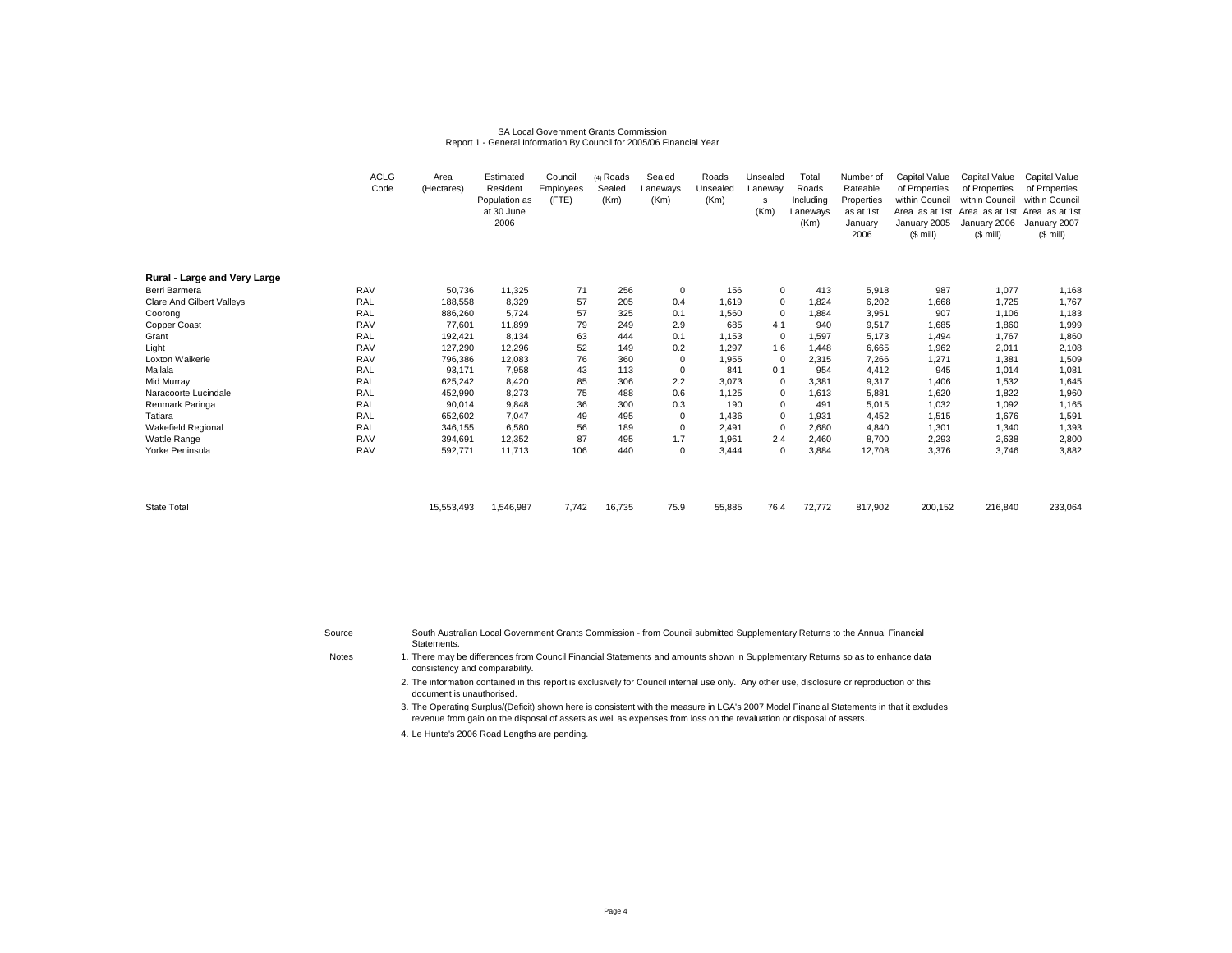SA Local Government Grants Commission
Report 1 - General Information By Council for 2005/06 Financial Year

| | ACLG Code | Area (Hectares) | Estimated Resident Population as at 30 June 2006 | Council Employees (FTE) | (4) Roads Sealed (Km) | Sealed Laneways (Km) | Roads Unsealed (Km) | Unsealed Laneways (Km) | Total Roads Including Laneways (Km) | Number of Rateable Properties as at 1st January 2006 | Capital Value of Properties within Council Area as at 1st January 2005 ($ mill) | Capital Value of Properties within Council Area as at 1st January 2006 ($ mill) | Capital Value of Properties within Council Area as at 1st January 2007 ($ mill) |
|---|---|---|---|---|---|---|---|---|---|---|---|---|---|
| **Rural - Large and Very Large** | | | | | | | | | | | | | |
| Berri Barmera | RAV | 50,736 | 11,325 | 71 | 256 | 0 | 156 | 0 | 413 | 5,918 | 987 | 1,077 | 1,168 |
| Clare And Gilbert Valleys | RAL | 188,558 | 8,329 | 57 | 205 | 0.4 | 1,619 | 0 | 1,824 | 6,202 | 1,668 | 1,725 | 1,767 |
| Coorong | RAL | 886,260 | 5,724 | 57 | 325 | 0.1 | 1,560 | 0 | 1,884 | 3,951 | 907 | 1,106 | 1,183 |
| Copper Coast | RAV | 77,601 | 11,899 | 79 | 249 | 2.9 | 685 | 4.1 | 940 | 9,517 | 1,685 | 1,860 | 1,999 |
| Grant | RAL | 192,421 | 8,134 | 63 | 444 | 0.1 | 1,153 | 0 | 1,597 | 5,173 | 1,494 | 1,767 | 1,860 |
| Light | RAV | 127,290 | 12,296 | 52 | 149 | 0.2 | 1,297 | 1.6 | 1,448 | 6,665 | 1,962 | 2,011 | 2,108 |
| Loxton Waikerie | RAV | 796,386 | 12,083 | 76 | 360 | 0 | 1,955 | 0 | 2,315 | 7,266 | 1,271 | 1,381 | 1,509 |
| Mallala | RAL | 93,171 | 7,958 | 43 | 113 | 0 | 841 | 0.1 | 954 | 4,412 | 945 | 1,014 | 1,081 |
| Mid Murray | RAL | 625,242 | 8,420 | 85 | 306 | 2.2 | 3,073 | 0 | 3,381 | 9,317 | 1,406 | 1,532 | 1,645 |
| Naracoorte Lucindale | RAL | 452,990 | 8,273 | 75 | 488 | 0.6 | 1,125 | 0 | 1,613 | 5,881 | 1,620 | 1,822 | 1,960 |
| Renmark Paringa | RAL | 90,014 | 9,848 | 36 | 300 | 0.3 | 190 | 0 | 491 | 5,015 | 1,032 | 1,092 | 1,165 |
| Tatiara | RAL | 652,602 | 7,047 | 49 | 495 | 0 | 1,436 | 0 | 1,931 | 4,452 | 1,515 | 1,676 | 1,591 |
| Wakefield Regional | RAL | 346,155 | 6,580 | 56 | 189 | 0 | 2,491 | 0 | 2,680 | 4,840 | 1,301 | 1,340 | 1,393 |
| Wattle Range | RAV | 394,691 | 12,352 | 87 | 495 | 1.7 | 1,961 | 2.4 | 2,460 | 8,700 | 2,293 | 2,638 | 2,800 |
| Yorke Peninsula | RAV | 592,771 | 11,713 | 106 | 440 | 0 | 3,444 | 0 | 3,884 | 12,708 | 3,376 | 3,746 | 3,882 |
| State Total | | 15,553,493 | 1,546,987 | 7,742 | 16,735 | 75.9 | 55,885 | 76.4 | 72,772 | 817,902 | 200,152 | 216,840 | 233,064 |

Source: South Australian Local Government Grants Commission - from Council submitted Supplementary Returns to the Annual Financial Statements.

Notes:

1. There may be differences from Council Financial Statements and amounts shown in Supplementary Returns so as to enhance data consistency and comparability.
2. The information contained in this report is exclusively for Council internal use only. Any other use, disclosure or reproduction of this document is unauthorised.
3. The Operating Surplus/(Deficit) shown here is consistent with the measure in LGA's 2007 Model Financial Statements in that it excludes revenue from gain on the disposal of assets as well as expenses from loss on the revaluation or disposal of assets.
4. Le Hunte's 2006 Road Lengths are pending.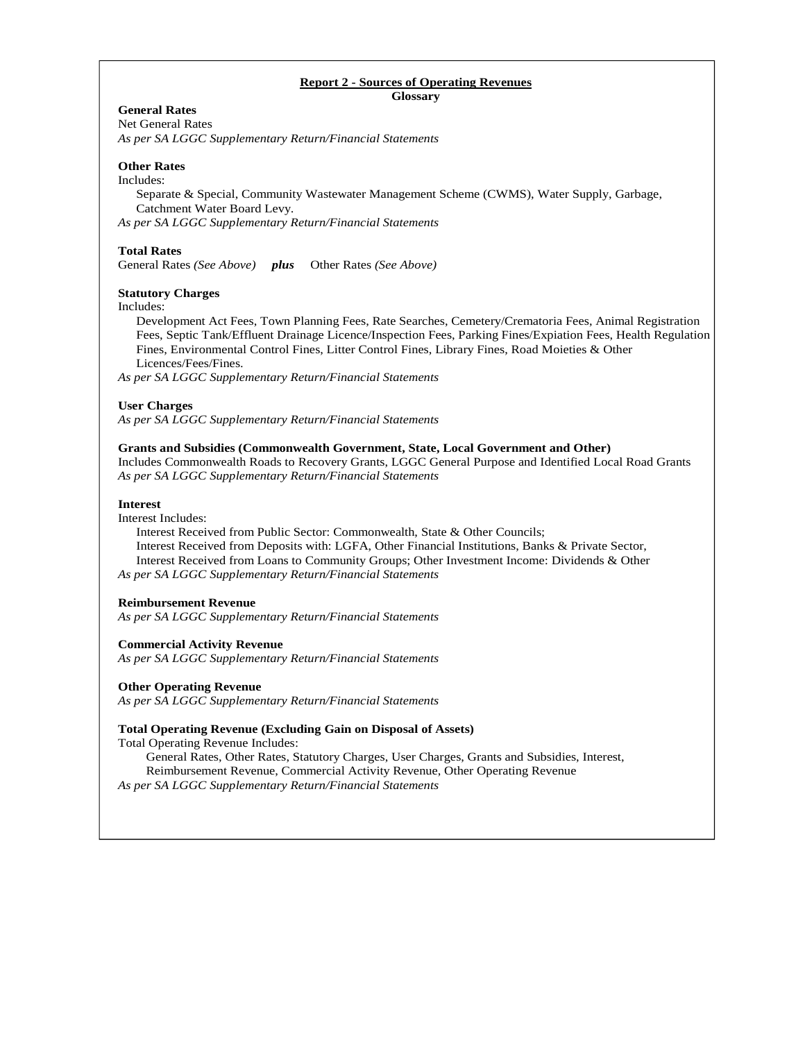# Report 2 - Sources of Operating Revenues

## Glossary

**General Rates**

Net General Rates

*As per SA LGGC Supplementary Return/Financial Statements*

**Other Rates**

Includes:

Separate & Special, Community Wastewater Management Scheme (CWMS), Water Supply, Garbage, Catchment Water Board Levy.

*As per SA LGGC Supplementary Return/Financial Statements*

**Total Rates**

General Rates *(See Above)* ***plus*** Other Rates *(See Above)*

**Statutory Charges**

Includes:

Development Act Fees, Town Planning Fees, Rate Searches, Cemetery/Crematoria Fees, Animal Registration Fees, Septic Tank/Effluent Drainage Licence/Inspection Fees, Parking Fines/Expiation Fees, Health Regulation Fines, Environmental Control Fines, Litter Control Fines, Library Fines, Road Moieties & Other Licences/Fees/Fines.

*As per SA LGGC Supplementary Return/Financial Statements*

**User Charges**

*As per SA LGGC Supplementary Return/Financial Statements*

**Grants and Subsidies (Commonwealth Government, State, Local Government and Other)**

Includes Commonwealth Roads to Recovery Grants, LGGC General Purpose and Identified Local Road Grants

*As per SA LGGC Supplementary Return/Financial Statements*

**Interest**

Interest Includes:

Interest Received from Public Sector: Commonwealth, State & Other Councils;
Interest Received from Deposits with: LGFA, Other Financial Institutions, Banks & Private Sector,
Interest Received from Loans to Community Groups; Other Investment Income: Dividends & Other

*As per SA LGGC Supplementary Return/Financial Statements*

**Reimbursement Revenue**

*As per SA LGGC Supplementary Return/Financial Statements*

**Commercial Activity Revenue**

*As per SA LGGC Supplementary Return/Financial Statements*

**Other Operating Revenue**

*As per SA LGGC Supplementary Return/Financial Statements*

**Total Operating Revenue (Excluding Gain on Disposal of Assets)**

Total Operating Revenue Includes:

General Rates, Other Rates, Statutory Charges, User Charges, Grants and Subsidies, Interest, Reimbursement Revenue, Commercial Activity Revenue, Other Operating Revenue

*As per SA LGGC Supplementary Return/Financial Statements*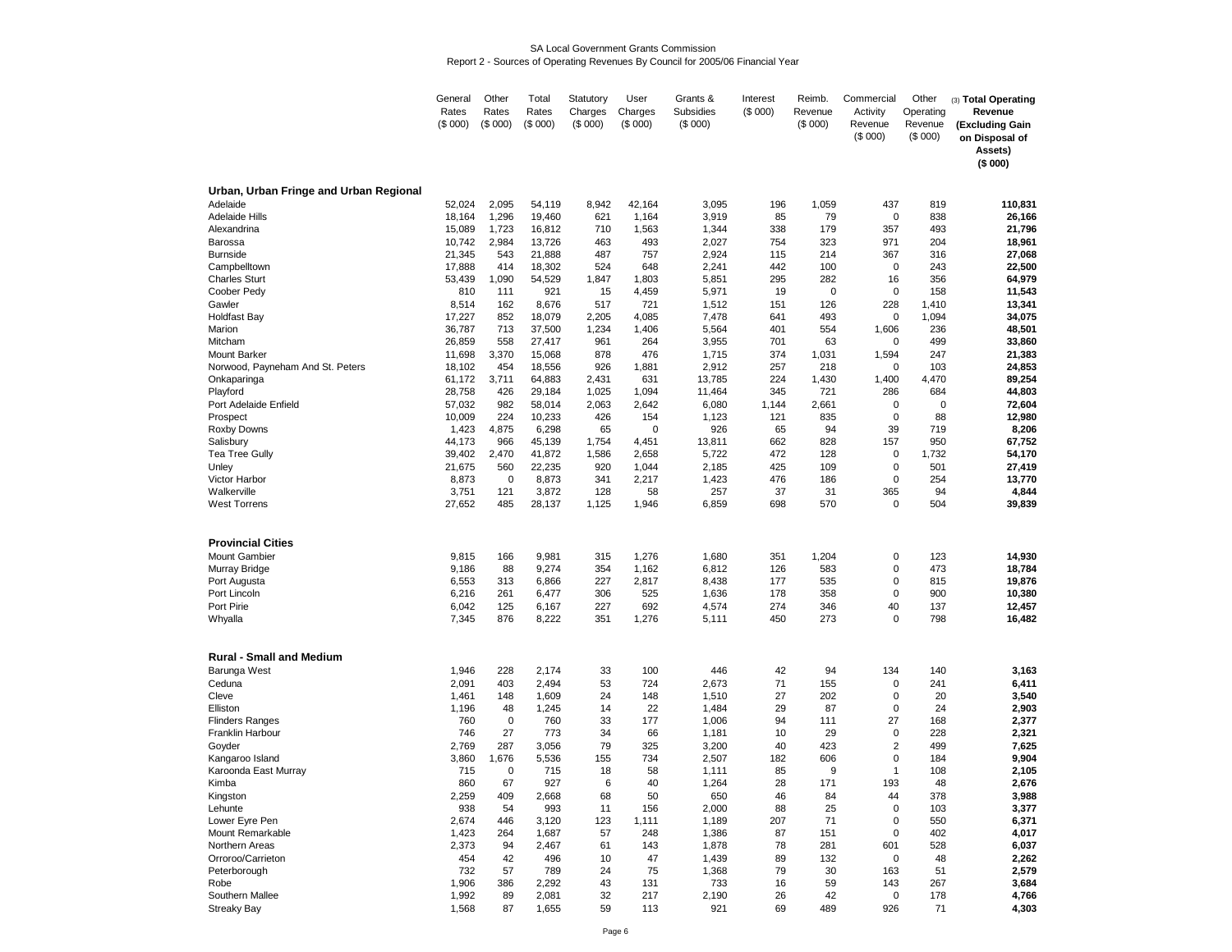SA Local Government Grants Commission
Report 2 - Sources of Operating Revenues By Council for 2005/06 Financial Year

| | General Rates ($ 000) | Other Rates ($ 000) | Total Rates ($ 000) | Statutory Charges ($ 000) | User Charges ($ 000) | Grants & Subsidies ($ 000) | Interest ($ 000) | Reimb. Revenue ($ 000) | Commercial Activity Revenue ($ 000) | Other Operating Revenue ($ 000) | (3) **Total Operating Revenue (Excluding Gain on Disposal of Assets) ($ 000)** |
|---|---|---|---|---|---|---|---|---|---|---|---|
| **Urban, Urban Fringe and Urban Regional** | | | | | | | | | | | |
| Adelaide | 52,024 | 2,095 | 54,119 | 8,942 | 42,164 | 3,095 | 196 | 1,059 | 437 | 819 | **110,831** |
| Adelaide Hills | 18,164 | 1,296 | 19,460 | 621 | 1,164 | 3,919 | 85 | 79 | 0 | 838 | **26,166** |
| Alexandrina | 15,089 | 1,723 | 16,812 | 710 | 1,563 | 1,344 | 338 | 179 | 357 | 493 | **21,796** |
| Barossa | 10,742 | 2,984 | 13,726 | 463 | 493 | 2,027 | 754 | 323 | 971 | 204 | **18,961** |
| Burnside | 21,345 | 543 | 21,888 | 487 | 757 | 2,924 | 115 | 214 | 367 | 316 | **27,068** |
| Campbelltown | 17,888 | 414 | 18,302 | 524 | 648 | 2,241 | 442 | 100 | 0 | 243 | **22,500** |
| Charles Sturt | 53,439 | 1,090 | 54,529 | 1,847 | 1,803 | 5,851 | 295 | 282 | 16 | 356 | **64,979** |
| Coober Pedy | 810 | 111 | 921 | 15 | 4,459 | 5,971 | 19 | 0 | 0 | 158 | **11,543** |
| Gawler | 8,514 | 162 | 8,676 | 517 | 721 | 1,512 | 151 | 126 | 228 | 1,410 | **13,341** |
| Holdfast Bay | 17,227 | 852 | 18,079 | 2,205 | 4,085 | 7,478 | 641 | 493 | 0 | 1,094 | **34,075** |
| Marion | 36,787 | 713 | 37,500 | 1,234 | 1,406 | 5,564 | 401 | 554 | 1,606 | 236 | **48,501** |
| Mitcham | 26,859 | 558 | 27,417 | 961 | 264 | 3,955 | 701 | 63 | 0 | 499 | **33,860** |
| Mount Barker | 11,698 | 3,370 | 15,068 | 878 | 476 | 1,715 | 374 | 1,031 | 1,594 | 247 | **21,383** |
| Norwood, Payneham And St. Peters | 18,102 | 454 | 18,556 | 926 | 1,881 | 2,912 | 257 | 218 | 0 | 103 | **24,853** |
| Onkaparinga | 61,172 | 3,711 | 64,883 | 2,431 | 631 | 13,785 | 224 | 1,430 | 1,400 | 4,470 | **89,254** |
| Playford | 28,758 | 426 | 29,184 | 1,025 | 1,094 | 11,464 | 345 | 721 | 286 | 684 | **44,803** |
| Port Adelaide Enfield | 57,032 | 982 | 58,014 | 2,063 | 2,642 | 6,080 | 1,144 | 2,661 | 0 | 0 | **72,604** |
| Prospect | 10,009 | 224 | 10,233 | 426 | 154 | 1,123 | 121 | 835 | 0 | 88 | **12,980** |
| Roxby Downs | 1,423 | 4,875 | 6,298 | 65 | 0 | 926 | 65 | 94 | 39 | 719 | **8,206** |
| Salisbury | 44,173 | 966 | 45,139 | 1,754 | 4,451 | 13,811 | 662 | 828 | 157 | 950 | **67,752** |
| Tea Tree Gully | 39,402 | 2,470 | 41,872 | 1,586 | 2,658 | 5,722 | 472 | 128 | 0 | 1,732 | **54,170** |
| Unley | 21,675 | 560 | 22,235 | 920 | 1,044 | 2,185 | 425 | 109 | 0 | 501 | **27,419** |
| Victor Harbor | 8,873 | 0 | 8,873 | 341 | 2,217 | 1,423 | 476 | 186 | 0 | 254 | **13,770** |
| Walkerville | 3,751 | 121 | 3,872 | 128 | 58 | 257 | 37 | 31 | 365 | 94 | **4,844** |
| West Torrens | 27,652 | 485 | 28,137 | 1,125 | 1,946 | 6,859 | 698 | 570 | 0 | 504 | **39,839** |
| **Provincial Cities** | | | | | | | | | | | |
| Mount Gambier | 9,815 | 166 | 9,981 | 315 | 1,276 | 1,680 | 351 | 1,204 | 0 | 123 | **14,930** |
| Murray Bridge | 9,186 | 88 | 9,274 | 354 | 1,162 | 6,812 | 126 | 583 | 0 | 473 | **18,784** |
| Port Augusta | 6,553 | 313 | 6,866 | 227 | 2,817 | 8,438 | 177 | 535 | 0 | 815 | **19,876** |
| Port Lincoln | 6,216 | 261 | 6,477 | 306 | 525 | 1,636 | 178 | 358 | 0 | 900 | **10,380** |
| Port Pirie | 6,042 | 125 | 6,167 | 227 | 692 | 4,574 | 274 | 346 | 40 | 137 | **12,457** |
| Whyalla | 7,345 | 876 | 8,222 | 351 | 1,276 | 5,111 | 450 | 273 | 0 | 798 | **16,482** |
| **Rural - Small and Medium** | | | | | | | | | | | |
| Barunga West | 1,946 | 228 | 2,174 | 33 | 100 | 446 | 42 | 94 | 134 | 140 | **3,163** |
| Ceduna | 2,091 | 403 | 2,494 | 53 | 724 | 2,673 | 71 | 155 | 0 | 241 | **6,411** |
| Cleve | 1,461 | 148 | 1,609 | 24 | 148 | 1,510 | 27 | 202 | 0 | 20 | **3,540** |
| Elliston | 1,196 | 48 | 1,245 | 14 | 22 | 1,484 | 29 | 87 | 0 | 24 | **2,903** |
| Flinders Ranges | 760 | 0 | 760 | 33 | 177 | 1,006 | 94 | 111 | 27 | 168 | **2,377** |
| Franklin Harbour | 746 | 27 | 773 | 34 | 66 | 1,181 | 10 | 29 | 0 | 228 | **2,321** |
| Goyder | 2,769 | 287 | 3,056 | 79 | 325 | 3,200 | 40 | 423 | 2 | 499 | **7,625** |
| Kangaroo Island | 3,860 | 1,676 | 5,536 | 155 | 734 | 2,507 | 182 | 606 | 0 | 184 | **9,904** |
| Karoonda East Murray | 715 | 0 | 715 | 18 | 58 | 1,111 | 85 | 9 | 1 | 108 | **2,105** |
| Kimba | 860 | 67 | 927 | 6 | 40 | 1,264 | 28 | 171 | 193 | 48 | **2,676** |
| Kingston | 2,259 | 409 | 2,668 | 68 | 50 | 650 | 46 | 84 | 44 | 378 | **3,988** |
| Lehunte | 938 | 54 | 993 | 11 | 156 | 2,000 | 88 | 25 | 0 | 103 | **3,377** |
| Lower Eyre Pen | 2,674 | 446 | 3,120 | 123 | 1,111 | 1,189 | 207 | 71 | 0 | 550 | **6,371** |
| Mount Remarkable | 1,423 | 264 | 1,687 | 57 | 248 | 1,386 | 87 | 151 | 0 | 402 | **4,017** |
| Northern Areas | 2,373 | 94 | 2,467 | 61 | 143 | 1,878 | 78 | 281 | 601 | 528 | **6,037** |
| Orroroo/Carrieton | 454 | 42 | 496 | 10 | 47 | 1,439 | 89 | 132 | 0 | 48 | **2,262** |
| Peterborough | 732 | 57 | 789 | 24 | 75 | 1,368 | 79 | 30 | 163 | 51 | **2,579** |
| Robe | 1,906 | 386 | 2,292 | 43 | 131 | 733 | 16 | 59 | 143 | 267 | **3,684** |
| Southern Mallee | 1,992 | 89 | 2,081 | 32 | 217 | 2,190 | 26 | 42 | 0 | 178 | **4,766** |
| Streaky Bay | 1,568 | 87 | 1,655 | 59 | 113 | 921 | 69 | 489 | 926 | 71 | **4,303** |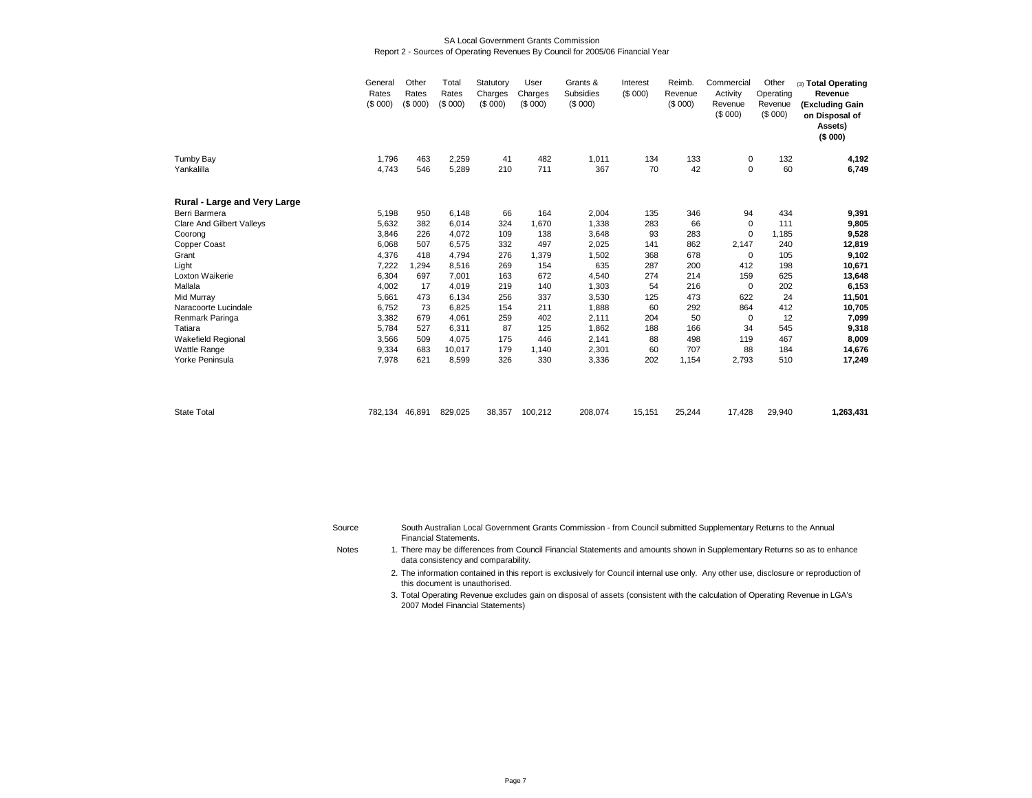SA Local Government Grants Commission

Report 2 - Sources of Operating Revenues By Council for 2005/06 Financial Year

| | General Rates ($ 000) | Other Rates ($ 000) | Total Rates ($ 000) | Statutory Charges ($ 000) | User Charges ($ 000) | Grants & Subsidies ($ 000) | Interest ($ 000) | Reimb. Revenue ($ 000) | Commercial Activity Revenue ($ 000) | Other Operating Revenue ($ 000) | (3) **Total Operating Revenue (Excluding Gain on Disposal of Assets) ($ 000)** |
|---|---|---|---|---|---|---|---|---|---|---|---|
| Tumby Bay | 1,796 | 463 | 2,259 | 41 | 482 | 1,011 | 134 | 133 | 0 | 132 | **4,192** |
| Yankalilla | 4,743 | 546 | 5,289 | 210 | 711 | 367 | 70 | 42 | 0 | 60 | **6,749** |
| **Rural - Large and Very Large** | | | | | | | | | | | |
| Berri Barmera | 5,198 | 950 | 6,148 | 66 | 164 | 2,004 | 135 | 346 | 94 | 434 | **9,391** |
| Clare And Gilbert Valleys | 5,632 | 382 | 6,014 | 324 | 1,670 | 1,338 | 283 | 66 | 0 | 111 | **9,805** |
| Coorong | 3,846 | 226 | 4,072 | 109 | 138 | 3,648 | 93 | 283 | 0 | 1,185 | **9,528** |
| Copper Coast | 6,068 | 507 | 6,575 | 332 | 497 | 2,025 | 141 | 862 | 2,147 | 240 | **12,819** |
| Grant | 4,376 | 418 | 4,794 | 276 | 1,379 | 1,502 | 368 | 678 | 0 | 105 | **9,102** |
| Light | 7,222 | 1,294 | 8,516 | 269 | 154 | 635 | 287 | 200 | 412 | 198 | **10,671** |
| Loxton Waikerie | 6,304 | 697 | 7,001 | 163 | 672 | 4,540 | 274 | 214 | 159 | 625 | **13,648** |
| Mallala | 4,002 | 17 | 4,019 | 219 | 140 | 1,303 | 54 | 216 | 0 | 202 | **6,153** |
| Mid Murray | 5,661 | 473 | 6,134 | 256 | 337 | 3,530 | 125 | 473 | 622 | 24 | **11,501** |
| Naracoorte Lucindale | 6,752 | 73 | 6,825 | 154 | 211 | 1,888 | 60 | 292 | 864 | 412 | **10,705** |
| Renmark Paringa | 3,382 | 679 | 4,061 | 259 | 402 | 2,111 | 204 | 50 | 0 | 12 | **7,099** |
| Tatiara | 5,784 | 527 | 6,311 | 87 | 125 | 1,862 | 188 | 166 | 34 | 545 | **9,318** |
| Wakefield Regional | 3,566 | 509 | 4,075 | 175 | 446 | 2,141 | 88 | 498 | 119 | 467 | **8,009** |
| Wattle Range | 9,334 | 683 | 10,017 | 179 | 1,140 | 2,301 | 60 | 707 | 88 | 184 | **14,676** |
| Yorke Peninsula | 7,978 | 621 | 8,599 | 326 | 330 | 3,336 | 202 | 1,154 | 2,793 | 510 | **17,249** |
| State Total | 782,134 | 46,891 | 829,025 | 38,357 | 100,212 | 208,074 | 15,151 | 25,244 | 17,428 | 29,940 | **1,263,431** |

Source: South Australian Local Government Grants Commission - from Council submitted Supplementary Returns to the Annual Financial Statements.

Notes:

1. There may be differences from Council Financial Statements and amounts shown in Supplementary Returns so as to enhance data consistency and comparability.
2. The information contained in this report is exclusively for Council internal use only. Any other use, disclosure or reproduction of this document is unauthorised.
3. Total Operating Revenue excludes gain on disposal of assets (consistent with the calculation of Operating Revenue in LGA's 2007 Model Financial Statements)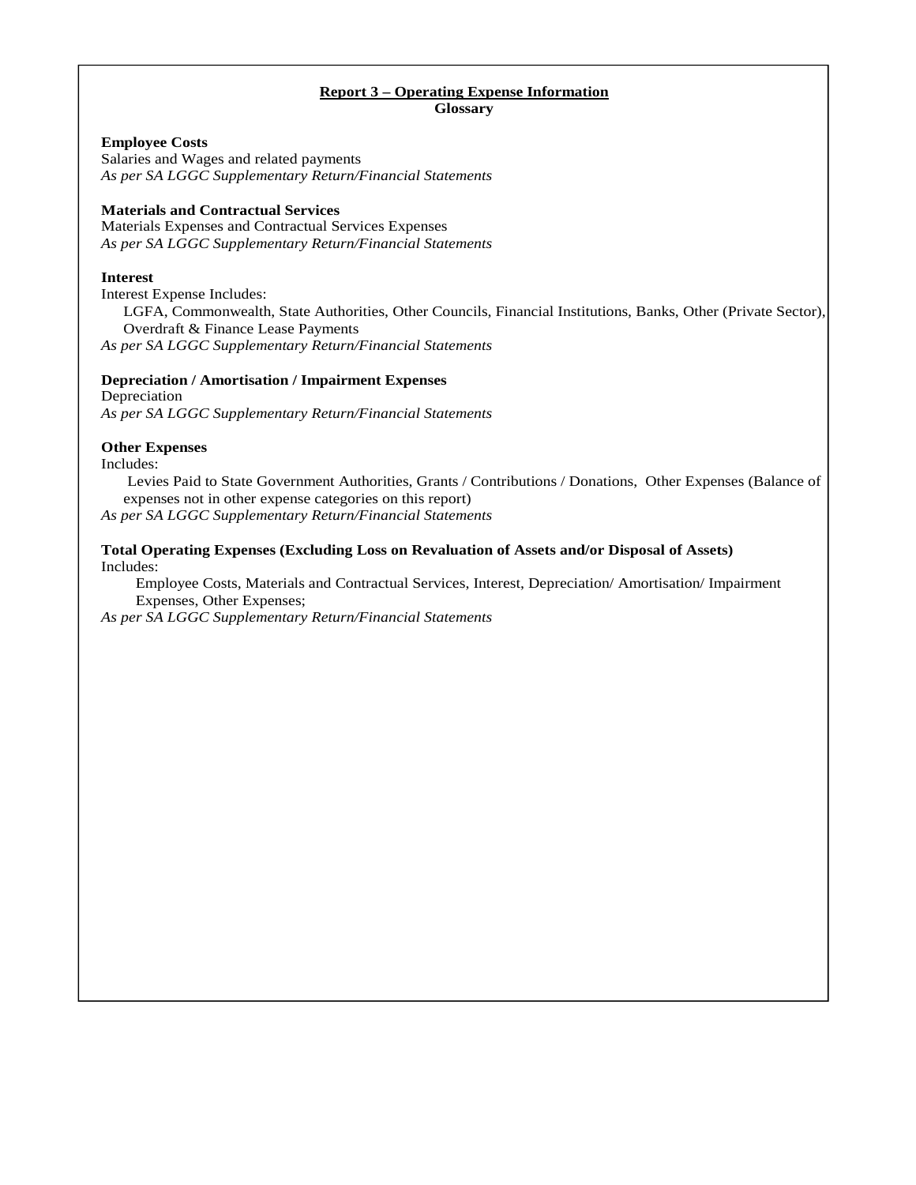## Report 3 – Operating Expense Information

**Glossary**

**Employee Costs**
Salaries and Wages and related payments
*As per SA LGGC Supplementary Return/Financial Statements*

**Materials and Contractual Services**
Materials Expenses and Contractual Services Expenses
*As per SA LGGC Supplementary Return/Financial Statements*

**Interest**
Interest Expense Includes:
LGFA, Commonwealth, State Authorities, Other Councils, Financial Institutions, Banks, Other (Private Sector), Overdraft & Finance Lease Payments
*As per SA LGGC Supplementary Return/Financial Statements*

**Depreciation / Amortisation / Impairment Expenses**
Depreciation
*As per SA LGGC Supplementary Return/Financial Statements*

**Other Expenses**
Includes:
Levies Paid to State Government Authorities, Grants / Contributions / Donations, Other Expenses (Balance of expenses not in other expense categories on this report)
*As per SA LGGC Supplementary Return/Financial Statements*

**Total Operating Expenses (Excluding Loss on Revaluation of Assets and/or Disposal of Assets)**
Includes:
Employee Costs, Materials and Contractual Services, Interest, Depreciation/ Amortisation/ Impairment Expenses, Other Expenses;
*As per SA LGGC Supplementary Return/Financial Statements*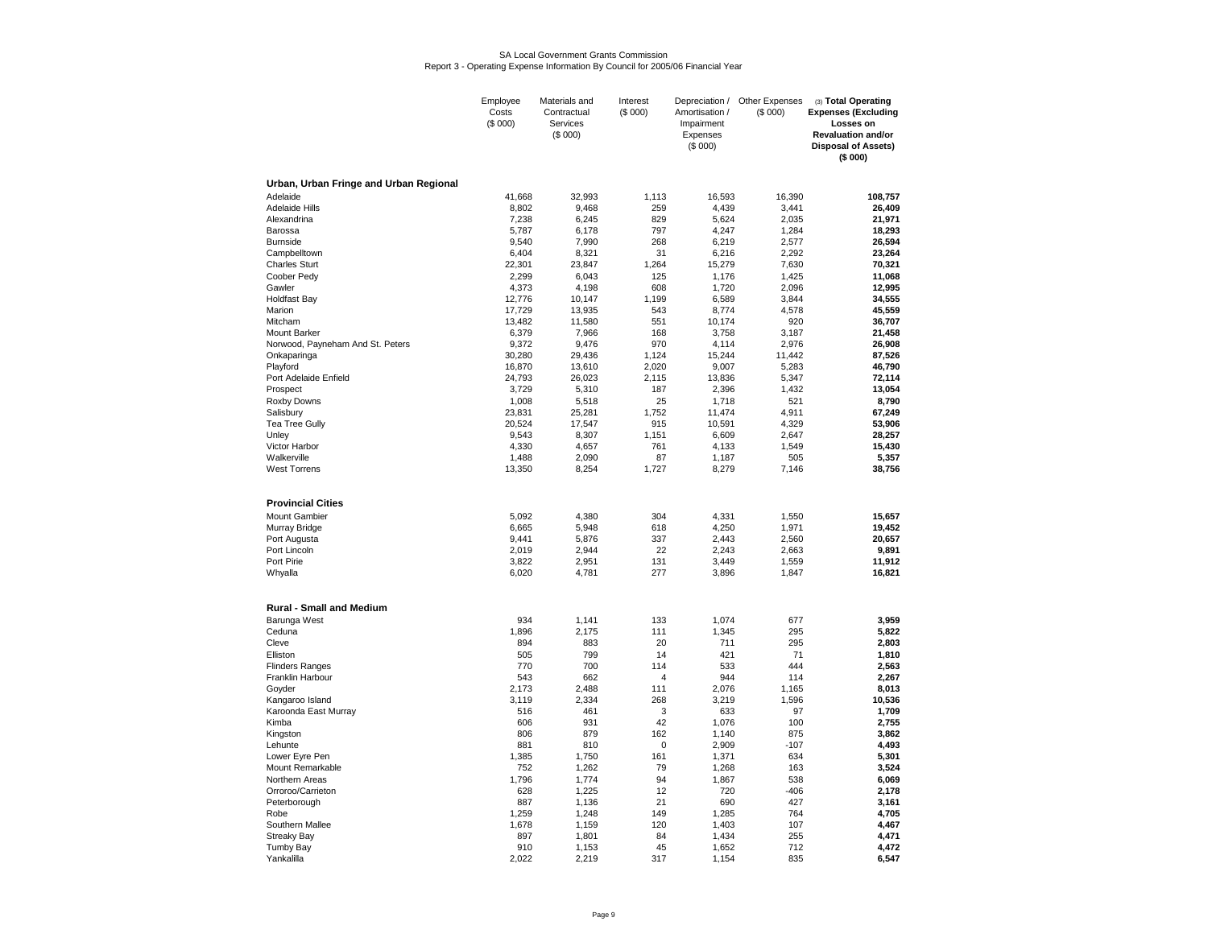SA Local Government Grants Commission
Report 3 - Operating Expense Information By Council for 2005/06 Financial Year

| | Employee Costs ($ 000) | Materials and Contractual Services ($ 000) | Interest ($ 000) | Depreciation / Amortisation / Impairment Expenses ($ 000) | Other Expenses ($ 000) | (3) **Total Operating Expenses (Excluding Losses on Revaluation and/or Disposal of Assets) ($ 000)** |
|---|---|---|---|---|---|---|
| **Urban, Urban Fringe and Urban Regional** | | | | | | |
| Adelaide | 41,668 | 32,993 | 1,113 | 16,593 | 16,390 | **108,757** |
| Adelaide Hills | 8,802 | 9,468 | 259 | 4,439 | 3,441 | **26,409** |
| Alexandrina | 7,238 | 6,245 | 829 | 5,624 | 2,035 | **21,971** |
| Barossa | 5,787 | 6,178 | 797 | 4,247 | 1,284 | **18,293** |
| Burnside | 9,540 | 7,990 | 268 | 6,219 | 2,577 | **26,594** |
| Campbelltown | 6,404 | 8,321 | 31 | 6,216 | 2,292 | **23,264** |
| Charles Sturt | 22,301 | 23,847 | 1,264 | 15,279 | 7,630 | **70,321** |
| Coober Pedy | 2,299 | 6,043 | 125 | 1,176 | 1,425 | **11,068** |
| Gawler | 4,373 | 4,198 | 608 | 1,720 | 2,096 | **12,995** |
| Holdfast Bay | 12,776 | 10,147 | 1,199 | 6,589 | 3,844 | **34,555** |
| Marion | 17,729 | 13,935 | 543 | 8,774 | 4,578 | **45,559** |
| Mitcham | 13,482 | 11,580 | 551 | 10,174 | 920 | **36,707** |
| Mount Barker | 6,379 | 7,966 | 168 | 3,758 | 3,187 | **21,458** |
| Norwood, Payneham And St. Peters | 9,372 | 9,476 | 970 | 4,114 | 2,976 | **26,908** |
| Onkaparinga | 30,280 | 29,436 | 1,124 | 15,244 | 11,442 | **87,526** |
| Playford | 16,870 | 13,610 | 2,020 | 9,007 | 5,283 | **46,790** |
| Port Adelaide Enfield | 24,793 | 26,023 | 2,115 | 13,836 | 5,347 | **72,114** |
| Prospect | 3,729 | 5,310 | 187 | 2,396 | 1,432 | **13,054** |
| Roxby Downs | 1,008 | 5,518 | 25 | 1,718 | 521 | **8,790** |
| Salisbury | 23,831 | 25,281 | 1,752 | 11,474 | 4,911 | **67,249** |
| Tea Tree Gully | 20,524 | 17,547 | 915 | 10,591 | 4,329 | **53,906** |
| Unley | 9,543 | 8,307 | 1,151 | 6,609 | 2,647 | **28,257** |
| Victor Harbor | 4,330 | 4,657 | 761 | 4,133 | 1,549 | **15,430** |
| Walkerville | 1,488 | 2,090 | 87 | 1,187 | 505 | **5,357** |
| West Torrens | 13,350 | 8,254 | 1,727 | 8,279 | 7,146 | **38,756** |
| **Provincial Cities** | | | | | | |
| Mount Gambier | 5,092 | 4,380 | 304 | 4,331 | 1,550 | **15,657** |
| Murray Bridge | 6,665 | 5,948 | 618 | 4,250 | 1,971 | **19,452** |
| Port Augusta | 9,441 | 5,876 | 337 | 2,443 | 2,560 | **20,657** |
| Port Lincoln | 2,019 | 2,944 | 22 | 2,243 | 2,663 | **9,891** |
| Port Pirie | 3,822 | 2,951 | 131 | 3,449 | 1,559 | **11,912** |
| Whyalla | 6,020 | 4,781 | 277 | 3,896 | 1,847 | **16,821** |
| **Rural - Small and Medium** | | | | | | |
| Barunga West | 934 | 1,141 | 133 | 1,074 | 677 | **3,959** |
| Ceduna | 1,896 | 2,175 | 111 | 1,345 | 295 | **5,822** |
| Cleve | 894 | 883 | 20 | 711 | 295 | **2,803** |
| Elliston | 505 | 799 | 14 | 421 | 71 | **1,810** |
| Flinders Ranges | 770 | 700 | 114 | 533 | 444 | **2,563** |
| Franklin Harbour | 543 | 662 | 4 | 944 | 114 | **2,267** |
| Goyder | 2,173 | 2,488 | 111 | 2,076 | 1,165 | **8,013** |
| Kangaroo Island | 3,119 | 2,334 | 268 | 3,219 | 1,596 | **10,536** |
| Karoonda East Murray | 516 | 461 | 3 | 633 | 97 | **1,709** |
| Kimba | 606 | 931 | 42 | 1,076 | 100 | **2,755** |
| Kingston | 806 | 879 | 162 | 1,140 | 875 | **3,862** |
| Lehunte | 881 | 810 | 0 | 2,909 | -107 | **4,493** |
| Lower Eyre Pen | 1,385 | 1,750 | 161 | 1,371 | 634 | **5,301** |
| Mount Remarkable | 752 | 1,262 | 79 | 1,268 | 163 | **3,524** |
| Northern Areas | 1,796 | 1,774 | 94 | 1,867 | 538 | **6,069** |
| Orroroo/Carrieton | 628 | 1,225 | 12 | 720 | -406 | **2,178** |
| Peterborough | 887 | 1,136 | 21 | 690 | 427 | **3,161** |
| Robe | 1,259 | 1,248 | 149 | 1,285 | 764 | **4,705** |
| Southern Mallee | 1,678 | 1,159 | 120 | 1,403 | 107 | **4,467** |
| Streaky Bay | 897 | 1,801 | 84 | 1,434 | 255 | **4,471** |
| Tumby Bay | 910 | 1,153 | 45 | 1,652 | 712 | **4,472** |
| Yankalilla | 2,022 | 2,219 | 317 | 1,154 | 835 | **6,547** |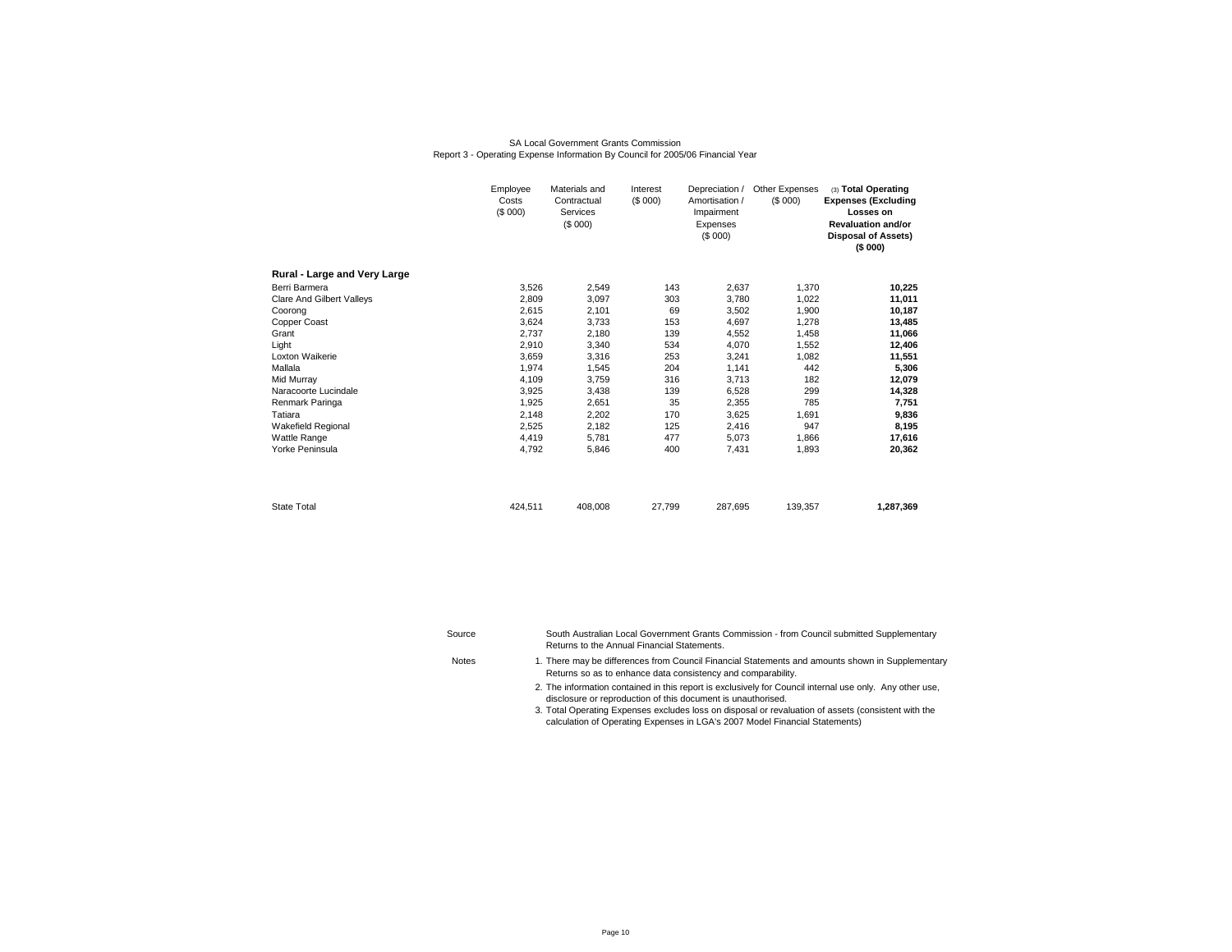SA Local Government Grants Commission
Report 3 - Operating Expense Information By Council for 2005/06 Financial Year

| | Employee Costs ($ 000) | Materials and Contractual Services ($ 000) | Interest ($ 000) | Depreciation / Amortisation / Impairment Expenses ($ 000) | Other Expenses ($ 000) | (3) **Total Operating Expenses (Excluding Losses on Revaluation and/or Disposal of Assets) ($ 000)** |
|---|---|---|---|---|---|---|
| **Rural - Large and Very Large** | | | | | | |
| Berri Barmera | 3,526 | 2,549 | 143 | 2,637 | 1,370 | **10,225** |
| Clare And Gilbert Valleys | 2,809 | 3,097 | 303 | 3,780 | 1,022 | **11,011** |
| Coorong | 2,615 | 2,101 | 69 | 3,502 | 1,900 | **10,187** |
| Copper Coast | 3,624 | 3,733 | 153 | 4,697 | 1,278 | **13,485** |
| Grant | 2,737 | 2,180 | 139 | 4,552 | 1,458 | **11,066** |
| Light | 2,910 | 3,340 | 534 | 4,070 | 1,552 | **12,406** |
| Loxton Waikerie | 3,659 | 3,316 | 253 | 3,241 | 1,082 | **11,551** |
| Mallala | 1,974 | 1,545 | 204 | 1,141 | 442 | **5,306** |
| Mid Murray | 4,109 | 3,759 | 316 | 3,713 | 182 | **12,079** |
| Naracoorte Lucindale | 3,925 | 3,438 | 139 | 6,528 | 299 | **14,328** |
| Renmark Paringa | 1,925 | 2,651 | 35 | 2,355 | 785 | **7,751** |
| Tatiara | 2,148 | 2,202 | 170 | 3,625 | 1,691 | **9,836** |
| Wakefield Regional | 2,525 | 2,182 | 125 | 2,416 | 947 | **8,195** |
| Wattle Range | 4,419 | 5,781 | 477 | 5,073 | 1,866 | **17,616** |
| Yorke Peninsula | 4,792 | 5,846 | 400 | 7,431 | 1,893 | **20,362** |
| State Total | 424,511 | 408,008 | 27,799 | 287,695 | 139,357 | **1,287,369** |

Source: South Australian Local Government Grants Commission - from Council submitted Supplementary Returns to the Annual Financial Statements.

Notes:
1. There may be differences from Council Financial Statements and amounts shown in Supplementary Returns so as to enhance data consistency and comparability.
2. The information contained in this report is exclusively for Council internal use only. Any other use, disclosure or reproduction of this document is unauthorised.
3. Total Operating Expenses excludes loss on disposal or revaluation of assets (consistent with the calculation of Operating Expenses in LGA's 2007 Model Financial Statements)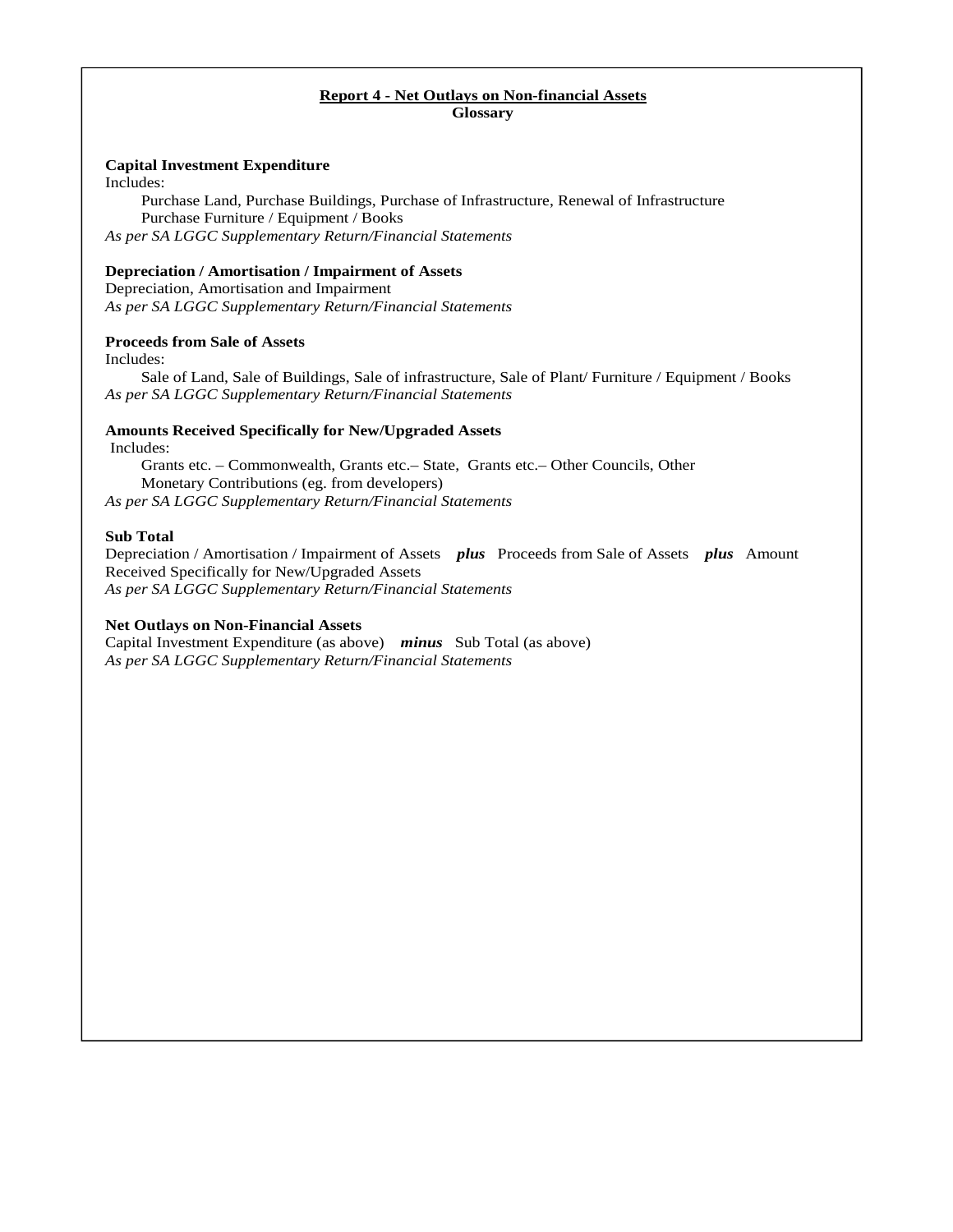## Report 4 - Net Outlays on Non-financial Assets

**Glossary**

**Capital Investment Expenditure**

Includes:

Purchase Land, Purchase Buildings, Purchase of Infrastructure, Renewal of Infrastructure
Purchase Furniture / Equipment / Books

*As per SA LGGC Supplementary Return/Financial Statements*

**Depreciation / Amortisation / Impairment of Assets**

Depreciation, Amortisation and Impairment

*As per SA LGGC Supplementary Return/Financial Statements*

**Proceeds from Sale of Assets**

Includes:

Sale of Land, Sale of Buildings, Sale of infrastructure, Sale of Plant/ Furniture / Equipment / Books

*As per SA LGGC Supplementary Return/Financial Statements*

**Amounts Received Specifically for New/Upgraded Assets**

Includes:

Grants etc. – Commonwealth, Grants etc.– State, Grants etc.– Other Councils, Other Monetary Contributions (eg. from developers)

*As per SA LGGC Supplementary Return/Financial Statements*

**Sub Total**

Depreciation / Amortisation / Impairment of Assets ***plus*** Proceeds from Sale of Assets ***plus*** Amount Received Specifically for New/Upgraded Assets

*As per SA LGGC Supplementary Return/Financial Statements*

**Net Outlays on Non-Financial Assets**

Capital Investment Expenditure (as above) ***minus*** Sub Total (as above)

*As per SA LGGC Supplementary Return/Financial Statements*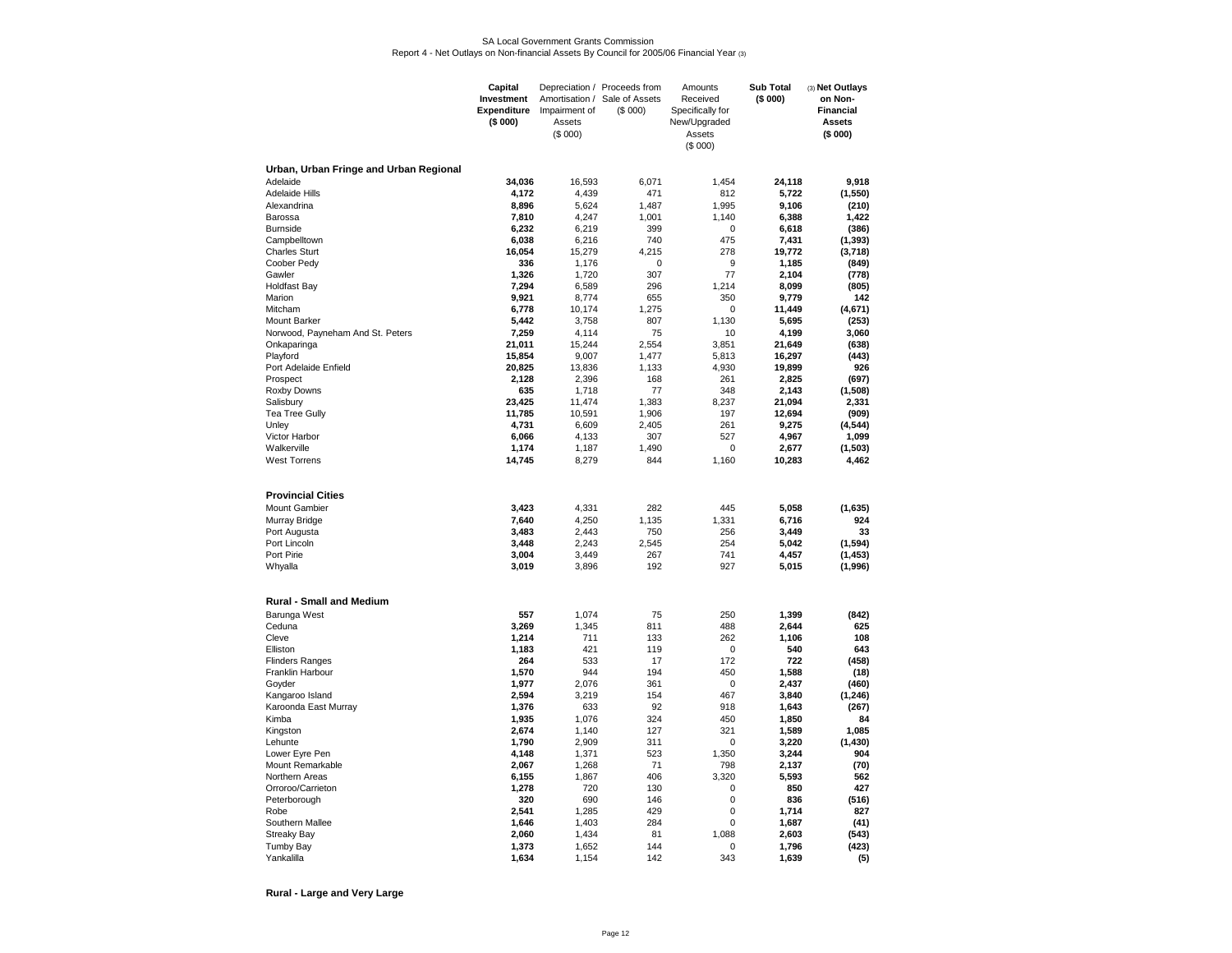SA Local Government Grants Commission

Report 4 - Net Outlays on Non-financial Assets By Council for 2005/06 Financial Year (3)

| | **Capital Investment Expenditure ($ 000)** | Depreciation / Amortisation / Impairment of Assets ($ 000) | Proceeds from Sale of Assets ($ 000) | Amounts Received Specifically for New/Upgraded Assets ($ 000) | **Sub Total ($ 000)** | (3) **Net Outlays on Non-Financial Assets ($ 000)** |
|---|---|---|---|---|---|---|
| **Urban, Urban Fringe and Urban Regional** | | | | | | |
| Adelaide | **34,036** | 16,593 | 6,071 | 1,454 | **24,118** | **9,918** |
| Adelaide Hills | **4,172** | 4,439 | 471 | 812 | **5,722** | **(1,550)** |
| Alexandrina | **8,896** | 5,624 | 1,487 | 1,995 | **9,106** | **(210)** |
| Barossa | **7,810** | 4,247 | 1,001 | 1,140 | **6,388** | **1,422** |
| Burnside | **6,232** | 6,219 | 399 | 0 | **6,618** | **(386)** |
| Campbelltown | **6,038** | 6,216 | 740 | 475 | **7,431** | **(1,393)** |
| Charles Sturt | **16,054** | 15,279 | 4,215 | 278 | **19,772** | **(3,718)** |
| Coober Pedy | **336** | 1,176 | 0 | 9 | **1,185** | **(849)** |
| Gawler | **1,326** | 1,720 | 307 | 77 | **2,104** | **(778)** |
| Holdfast Bay | **7,294** | 6,589 | 296 | 1,214 | **8,099** | **(805)** |
| Marion | **9,921** | 8,774 | 655 | 350 | **9,779** | **142** |
| Mitcham | **6,778** | 10,174 | 1,275 | 0 | **11,449** | **(4,671)** |
| Mount Barker | **5,442** | 3,758 | 807 | 1,130 | **5,695** | **(253)** |
| Norwood, Payneham And St. Peters | **7,259** | 4,114 | 75 | 10 | **4,199** | **3,060** |
| Onkaparinga | **21,011** | 15,244 | 2,554 | 3,851 | **21,649** | **(638)** |
| Playford | **15,854** | 9,007 | 1,477 | 5,813 | **16,297** | **(443)** |
| Port Adelaide Enfield | **20,825** | 13,836 | 1,133 | 4,930 | **19,899** | **926** |
| Prospect | **2,128** | 2,396 | 168 | 261 | **2,825** | **(697)** |
| Roxby Downs | **635** | 1,718 | 77 | 348 | **2,143** | **(1,508)** |
| Salisbury | **23,425** | 11,474 | 1,383 | 8,237 | **21,094** | **2,331** |
| Tea Tree Gully | **11,785** | 10,591 | 1,906 | 197 | **12,694** | **(909)** |
| Unley | **4,731** | 6,609 | 2,405 | 261 | **9,275** | **(4,544)** |
| Victor Harbor | **6,066** | 4,133 | 307 | 527 | **4,967** | **1,099** |
| Walkerville | **1,174** | 1,187 | 1,490 | 0 | **2,677** | **(1,503)** |
| West Torrens | **14,745** | 8,279 | 844 | 1,160 | **10,283** | **4,462** |
| **Provincial Cities** | | | | | | |
| Mount Gambier | **3,423** | 4,331 | 282 | 445 | **5,058** | **(1,635)** |
| Murray Bridge | **7,640** | 4,250 | 1,135 | 1,331 | **6,716** | **924** |
| Port Augusta | **3,483** | 2,443 | 750 | 256 | **3,449** | **33** |
| Port Lincoln | **3,448** | 2,243 | 2,545 | 254 | **5,042** | **(1,594)** |
| Port Pirie | **3,004** | 3,449 | 267 | 741 | **4,457** | **(1,453)** |
| Whyalla | **3,019** | 3,896 | 192 | 927 | **5,015** | **(1,996)** |
| **Rural - Small and Medium** | | | | | | |
| Barunga West | **557** | 1,074 | 75 | 250 | **1,399** | **(842)** |
| Ceduna | **3,269** | 1,345 | 811 | 488 | **2,644** | **625** |
| Cleve | **1,214** | 711 | 133 | 262 | **1,106** | **108** |
| Elliston | **1,183** | 421 | 119 | 0 | **540** | **643** |
| Flinders Ranges | **264** | 533 | 17 | 172 | **722** | **(458)** |
| Franklin Harbour | **1,570** | 944 | 194 | 450 | **1,588** | **(18)** |
| Goyder | **1,977** | 2,076 | 361 | 0 | **2,437** | **(460)** |
| Kangaroo Island | **2,594** | 3,219 | 154 | 467 | **3,840** | **(1,246)** |
| Karoonda East Murray | **1,376** | 633 | 92 | 918 | **1,643** | **(267)** |
| Kimba | **1,935** | 1,076 | 324 | 450 | **1,850** | **84** |
| Kingston | **2,674** | 1,140 | 127 | 321 | **1,589** | **1,085** |
| Lehunte | **1,790** | 2,909 | 311 | 0 | **3,220** | **(1,430)** |
| Lower Eyre Pen | **4,148** | 1,371 | 523 | 1,350 | **3,244** | **904** |
| Mount Remarkable | **2,067** | 1,268 | 71 | 798 | **2,137** | **(70)** |
| Northern Areas | **6,155** | 1,867 | 406 | 3,320 | **5,593** | **562** |
| Orroroo/Carrieton | **1,278** | 720 | 130 | 0 | **850** | **427** |
| Peterborough | **320** | 690 | 146 | 0 | **836** | **(516)** |
| Robe | **2,541** | 1,285 | 429 | 0 | **1,714** | **827** |
| Southern Mallee | **1,646** | 1,403 | 284 | 0 | **1,687** | **(41)** |
| Streaky Bay | **2,060** | 1,434 | 81 | 1,088 | **2,603** | **(543)** |
| Tumby Bay | **1,373** | 1,652 | 144 | 0 | **1,796** | **(423)** |
| Yankalilla | **1,634** | 1,154 | 142 | 343 | **1,639** | **(5)** |
| **Rural - Large and Very Large** | | | | | | |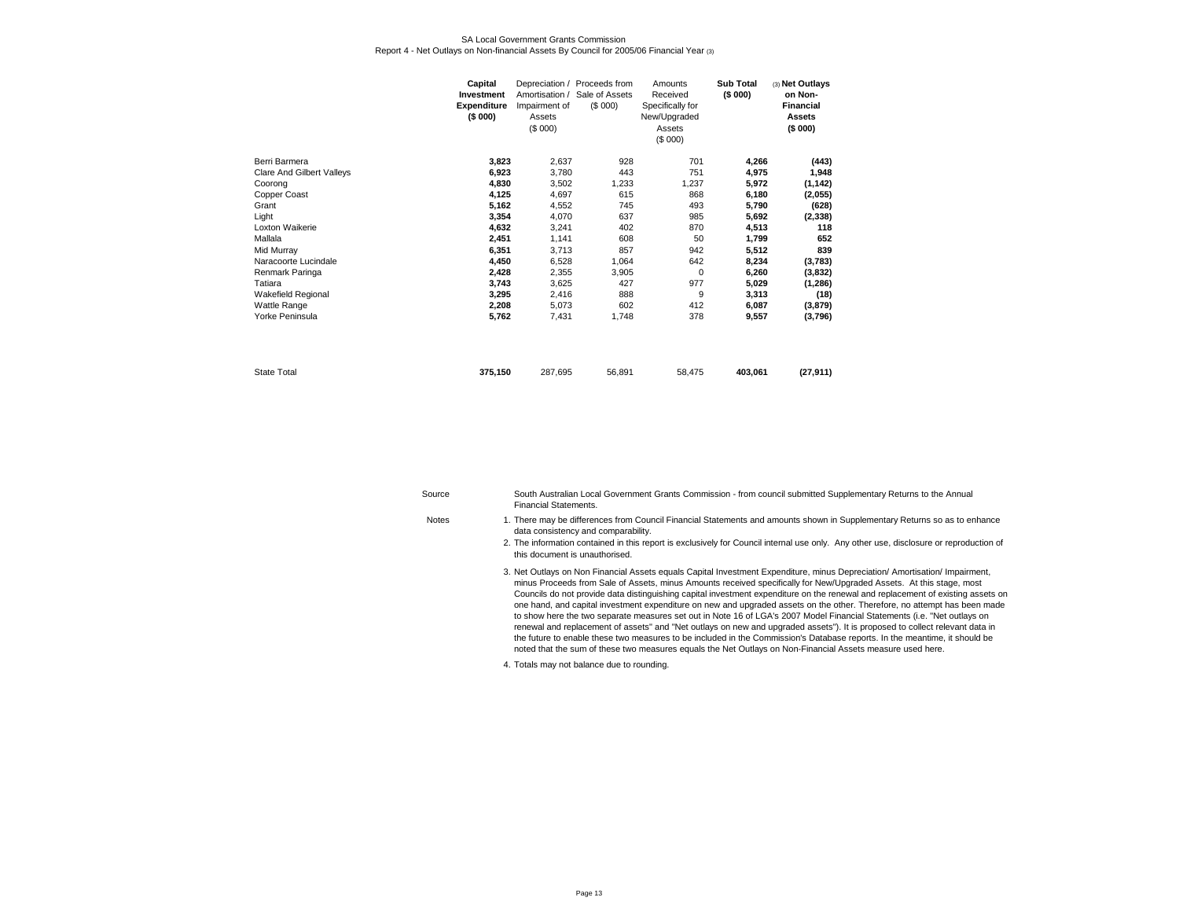SA Local Government Grants Commission
Report 4 - Net Outlays on Non-financial Assets By Council for 2005/06 Financial Year (3)

| | **Capital Investment Expenditure ($ 000)** | Depreciation / Amortisation / Impairment of Assets ($ 000) | Proceeds from Sale of Assets ($ 000) | Amounts Received Specifically for New/Upgraded Assets ($ 000) | **Sub Total ($ 000)** | (3) **Net Outlays on Non-Financial Assets ($ 000)** |
|---|---|---|---|---|---|---|
| Berri Barmera | **3,823** | 2,637 | 928 | 701 | **4,266** | **(443)** |
| Clare And Gilbert Valleys | **6,923** | 3,780 | 443 | 751 | **4,975** | **1,948** |
| Coorong | **4,830** | 3,502 | 1,233 | 1,237 | **5,972** | **(1,142)** |
| Copper Coast | **4,125** | 4,697 | 615 | 868 | **6,180** | **(2,055)** |
| Grant | **5,162** | 4,552 | 745 | 493 | **5,790** | **(628)** |
| Light | **3,354** | 4,070 | 637 | 985 | **5,692** | **(2,338)** |
| Loxton Waikerie | **4,632** | 3,241 | 402 | 870 | **4,513** | **118** |
| Mallala | **2,451** | 1,141 | 608 | 50 | **1,799** | **652** |
| Mid Murray | **6,351** | 3,713 | 857 | 942 | **5,512** | **839** |
| Naracoorte Lucindale | **4,450** | 6,528 | 1,064 | 642 | **8,234** | **(3,783)** |
| Renmark Paringa | **2,428** | 2,355 | 3,905 | 0 | **6,260** | **(3,832)** |
| Tatiara | **3,743** | 3,625 | 427 | 977 | **5,029** | **(1,286)** |
| Wakefield Regional | **3,295** | 2,416 | 888 | 9 | **3,313** | **(18)** |
| Wattle Range | **2,208** | 5,073 | 602 | 412 | **6,087** | **(3,879)** |
| Yorke Peninsula | **5,762** | 7,431 | 1,748 | 378 | **9,557** | **(3,796)** |
| State Total | **375,150** | 287,695 | 56,891 | 58,475 | **403,061** | **(27,911)** |

Source: South Australian Local Government Grants Commission - from council submitted Supplementary Returns to the Annual Financial Statements.

Notes:

1. There may be differences from Council Financial Statements and amounts shown in Supplementary Returns so as to enhance data consistency and comparability.
2. The information contained in this report is exclusively for Council internal use only. Any other use, disclosure or reproduction of this document is unauthorised.
3. Net Outlays on Non Financial Assets equals Capital Investment Expenditure, minus Depreciation/ Amortisation/ Impairment, minus Proceeds from Sale of Assets, minus Amounts received specifically for New/Upgraded Assets. At this stage, most Councils do not provide data distinguishing capital investment expenditure on the renewal and replacement of existing assets on one hand, and capital investment expenditure on new and upgraded assets on the other. Therefore, no attempt has been made to show here the two separate measures set out in Note 16 of LGA's 2007 Model Financial Statements (i.e. "Net outlays on renewal and replacement of assets" and "Net outlays on new and upgraded assets"). It is proposed to collect relevant data in the future to enable these two measures to be included in the Commission's Database reports. In the meantime, it should be noted that the sum of these two measures equals the Net Outlays on Non-Financial Assets measure used here.
4. Totals may not balance due to rounding.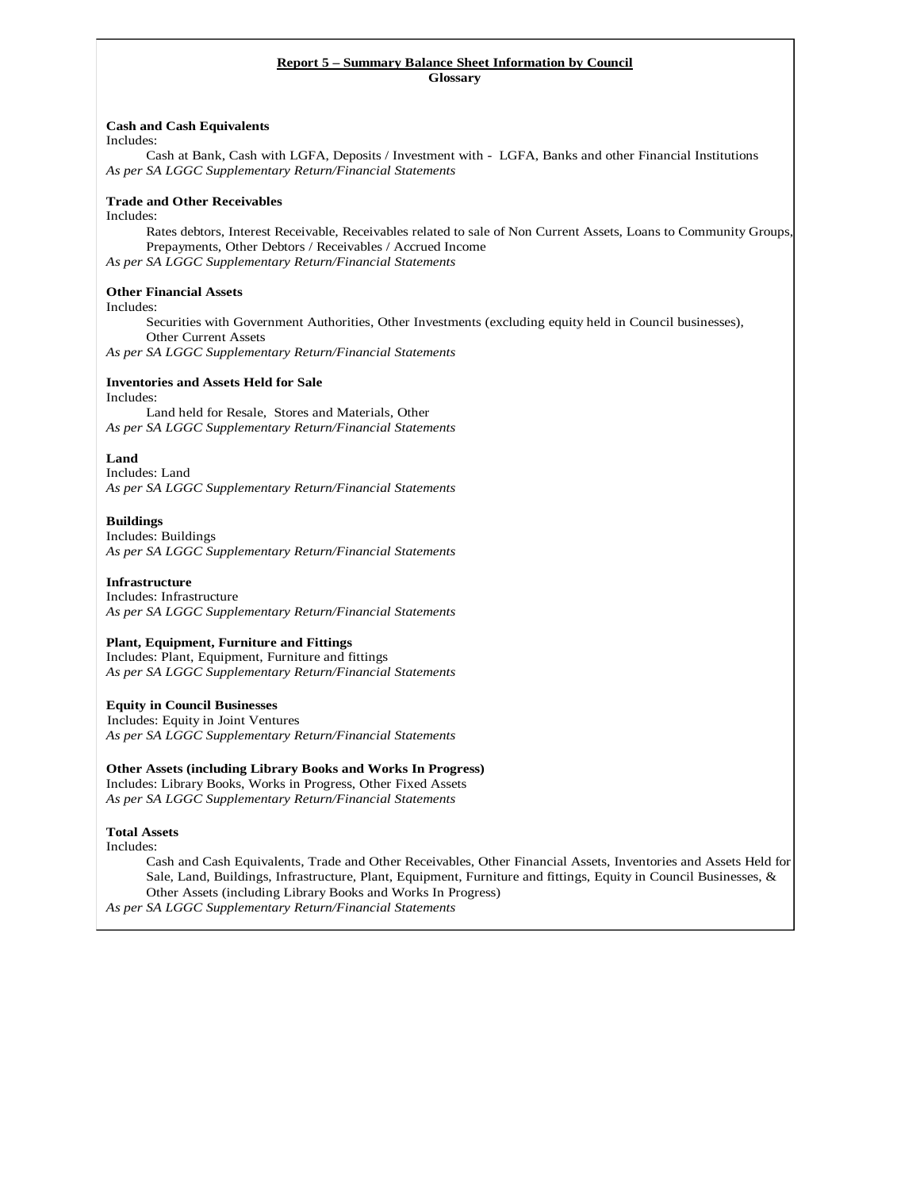## Report 5 – Summary Balance Sheet Information by Council

**Glossary**

**Cash and Cash Equivalents**
Includes:

Cash at Bank, Cash with LGFA, Deposits / Investment with - LGFA, Banks and other Financial Institutions

*As per SA LGGC Supplementary Return/Financial Statements*

**Trade and Other Receivables**
Includes:

Rates debtors, Interest Receivable, Receivables related to sale of Non Current Assets, Loans to Community Groups, Prepayments, Other Debtors / Receivables / Accrued Income

*As per SA LGGC Supplementary Return/Financial Statements*

**Other Financial Assets**
Includes:

Securities with Government Authorities, Other Investments (excluding equity held in Council businesses), Other Current Assets

*As per SA LGGC Supplementary Return/Financial Statements*

**Inventories and Assets Held for Sale**
Includes:

Land held for Resale, Stores and Materials, Other

*As per SA LGGC Supplementary Return/Financial Statements*

**Land**
Includes: Land
*As per SA LGGC Supplementary Return/Financial Statements*

**Buildings**
Includes: Buildings
*As per SA LGGC Supplementary Return/Financial Statements*

**Infrastructure**
Includes: Infrastructure
*As per SA LGGC Supplementary Return/Financial Statements*

**Plant, Equipment, Furniture and Fittings**
Includes: Plant, Equipment, Furniture and fittings
*As per SA LGGC Supplementary Return/Financial Statements*

**Equity in Council Businesses**
Includes: Equity in Joint Ventures
*As per SA LGGC Supplementary Return/Financial Statements*

**Other Assets (including Library Books and Works In Progress)**
Includes: Library Books, Works in Progress, Other Fixed Assets
*As per SA LGGC Supplementary Return/Financial Statements*

**Total Assets**
Includes:

Cash and Cash Equivalents, Trade and Other Receivables, Other Financial Assets, Inventories and Assets Held for Sale, Land, Buildings, Infrastructure, Plant, Equipment, Furniture and fittings, Equity in Council Businesses, & Other Assets (including Library Books and Works In Progress)

*As per SA LGGC Supplementary Return/Financial Statements*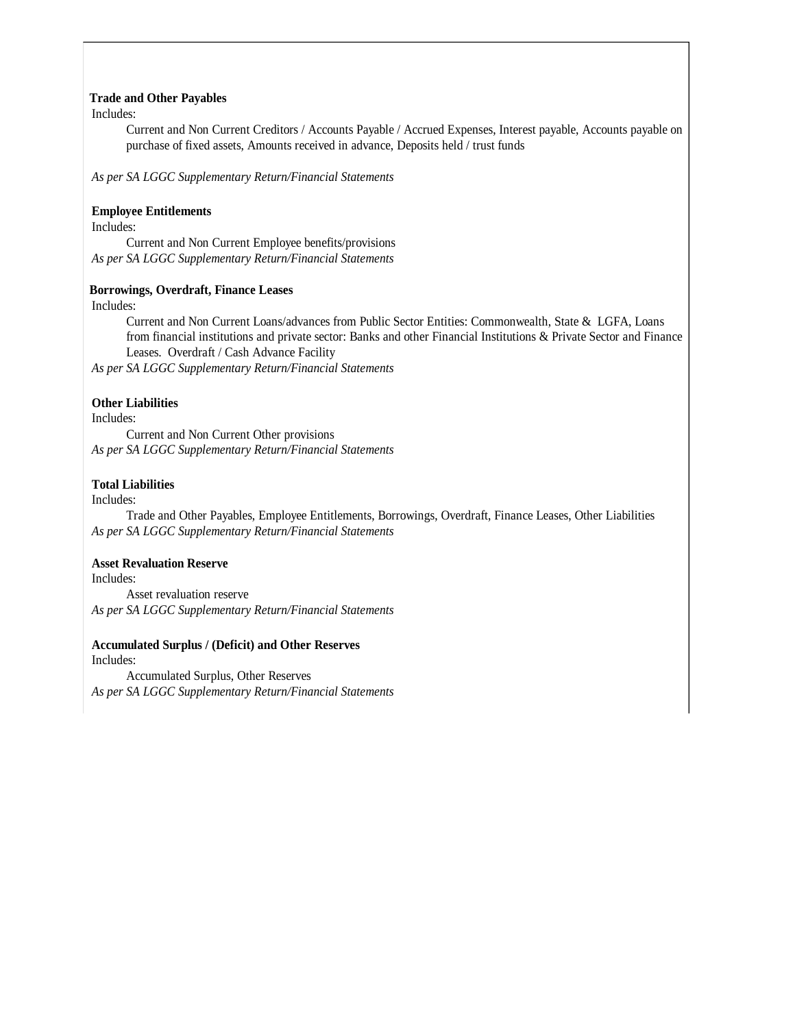**Trade and Other Payables**

Includes:

Current and Non Current Creditors / Accounts Payable / Accrued Expenses, Interest payable, Accounts payable on purchase of fixed assets, Amounts received in advance, Deposits held / trust funds

*As per SA LGGC Supplementary Return/Financial Statements*

**Employee Entitlements**

Includes:

Current and Non Current Employee benefits/provisions

*As per SA LGGC Supplementary Return/Financial Statements*

**Borrowings, Overdraft, Finance Leases**

Includes:

Current and Non Current Loans/advances from Public Sector Entities: Commonwealth, State & LGFA, Loans from financial institutions and private sector: Banks and other Financial Institutions & Private Sector and Finance Leases. Overdraft / Cash Advance Facility

*As per SA LGGC Supplementary Return/Financial Statements*

**Other Liabilities**

Includes:

Current and Non Current Other provisions

*As per SA LGGC Supplementary Return/Financial Statements*

**Total Liabilities**

Includes:

Trade and Other Payables, Employee Entitlements, Borrowings, Overdraft, Finance Leases, Other Liabilities

*As per SA LGGC Supplementary Return/Financial Statements*

**Asset Revaluation Reserve**

Includes:

Asset revaluation reserve

*As per SA LGGC Supplementary Return/Financial Statements*

**Accumulated Surplus / (Deficit) and Other Reserves**

Includes:

Accumulated Surplus, Other Reserves

*As per SA LGGC Supplementary Return/Financial Statements*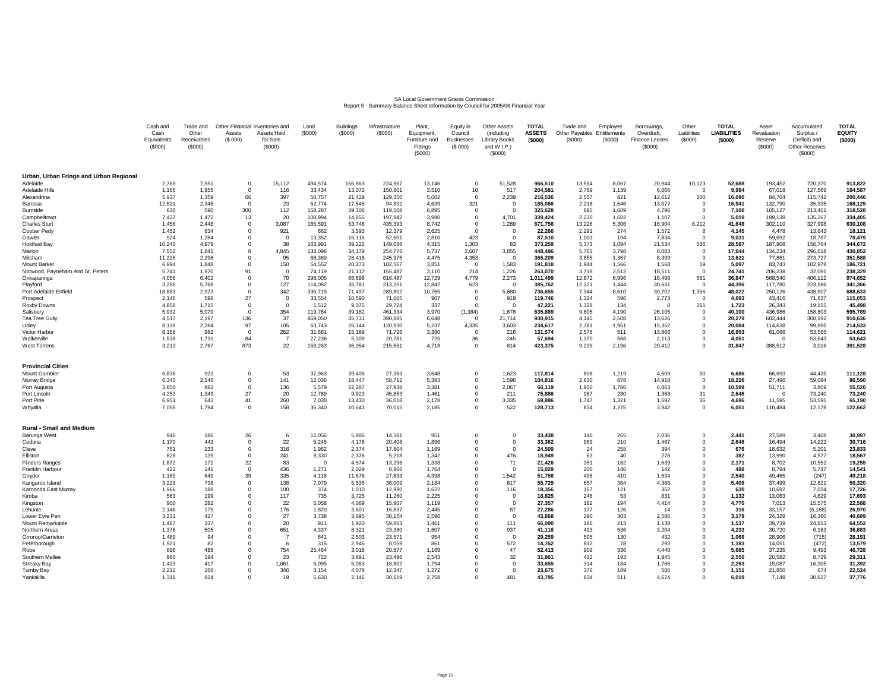SA Local Government Grants Commission
Report 5 - Summary Balance Sheet Information by Council for 2005/06 Financial Year

| | Cash and Cash Equivalents ($000) | Trade and Other Receivables ($000) | Other Financial Assets ($ 000) | Inventories and Assets Held for Sale ($000) | Land ($000) | Buildings ($000) | Infrastructure ($000) | Plant, Equipment, Furniture and Fittings ($000) | Equity in Council Businesses ($ 000) | Other Assets (including Library Books and W.I.P.) ($000) | **TOTAL ASSETS ($000)** | Trade and Other Payables ($000) | Employee Entitlements ($000) | Borrowings, Overdraft, Finance Leases ($000) | Other Liabilities ($000) | **TOTAL LIABILITIES ($000)** | Asset Revaluation Reserve ($000) | Accumulated Surplus / (Deficit) and Other Reserves ($000) | **TOTAL EQUITY ($000)** |
|---|---|---|---|---|---|---|---|---|---|---|---|---|---|---|---|---|---|---|---|
| **Urban, Urban Fringe and Urban Regional** | | | | | | | | | | | | | | | | | | | |
| Adelaide | 2,769 | 7,551 | 0 | 15,112 | 494,574 | 156,863 | 224,967 | 13,146 | 0 | 51,528 | **966,510** | 13,554 | 8,067 | 20,944 | 10,123 | **52,688** | 193,452 | 720,370 | **913,822** |
| Adelaide Hills | 1,166 | 1,955 | 0 | 116 | 33,434 | 13,072 | 150,801 | 3,510 | 10 | 517 | **204,581** | 2,789 | 1,139 | 6,066 | 0 | **9,994** | 67,018 | 127,569 | **194,587** |
| Alexandrina | 5,937 | 1,359 | 66 | 397 | 50,757 | 21,429 | 129,350 | 5,002 | 0 | 2,239 | **216,536** | 2,557 | 821 | 12,612 | 100 | **16,090** | 84,704 | 115,742 | **200,446** |
| Barossa | 12,521 | 2,348 | 0 | 23 | 52,774 | 17,548 | 94,892 | 4,639 | 321 | 0 | **185,066** | 2,218 | 1,646 | 13,077 | 0 | **16,941** | 132,790 | 35,335 | **168,125** |
| Burnside | 630 | 590 | 300 | 112 | 158,287 | 39,306 | 119,508 | 6,895 | 0 | 0 | **325,628** | 695 | 1,609 | 4,796 | 0 | **7,100** | 105,127 | 213,401 | **318,528** |
| Campbelltown | 7,437 | 1,472 | 13 | 20 | 108,994 | 14,855 | 197,942 | 3,990 | 0 | 4,701 | **339,424** | 2,230 | 1,682 | 1,107 | 0 | **5,019** | 199,138 | 135,267 | **334,405** |
| Charles Sturt | 1,458 | 2,448 | 0 | 3,087 | 165,591 | 53,748 | 435,393 | 8,742 | 0 | 1,289 | **671,756** | 13,226 | 5,306 | 16,904 | 6,212 | **41,648** | 302,110 | 327,998 | **630,108** |
| Coober Pedy | 1,452 | 634 | 0 | 921 | 662 | 3,593 | 12,379 | 2,625 | 0 | 0 | **22,266** | 2,291 | 274 | 1,572 | 8 | **4,145** | 4,478 | 13,643 | **18,121** |
| Gawler | 924 | 1,284 | 0 | 0 | 13,352 | 16,116 | 52,601 | 2,810 | 423 | 0 | **87,510** | 1,003 | 194 | 7,834 | 0 | **9,031** | 59,692 | 18,787 | **78,479** |
| Holdfast Bay | 10,240 | 4,979 | 0 | 38 | 163,991 | 39,222 | 149,088 | 4,315 | 1,303 | 83 | **373,259** | 5,373 | 1,094 | 21,534 | 586 | **28,587** | 187,908 | 156,764 | **344,672** |
| Marion | 7,552 | 1,841 | 8 | 4,845 | 133,096 | 34,179 | 254,776 | 5,737 | 2,607 | 3,855 | **448,496** | 5,763 | 3,798 | 8,083 | 0 | **17,644** | 134,234 | 296,618 | **430,852** |
| Mitcham | 11,228 | 2,296 | 0 | 95 | 68,369 | 28,418 | 245,975 | 4,475 | 4,353 | 0 | **365,209** | 3,855 | 1,367 | 8,399 | 0 | **13,621** | 77,861 | 273,727 | **351,588** |
| Mount Barker | 6,994 | 1,848 | 0 | 150 | 54,552 | 20,273 | 102,567 | 3,851 | 0 | 1,583 | **191,818** | 1,944 | 1,566 | 1,568 | 19 | **5,097** | 83,743 | 102,978 | **186,721** |
| Norwood, Payneham And St. Peters | 5,741 | 1,970 | 91 | 0 | 74,119 | 21,112 | 155,487 | 3,110 | 214 | 1,226 | **263,070** | 3,718 | 2,512 | 18,511 | 0 | **24,741** | 206,238 | 32,091 | **238,329** |
| Onkaparinga | 4,056 | 6,402 | 0 | 70 | 298,005 | 66,698 | 616,487 | 12,729 | 4,779 | 2,273 | **1,011,499** | 12,672 | 6,996 | 16,498 | 681 | **36,847** | 568,540 | 406,112 | **974,652** |
| Playford | 3,288 | 5,768 | 0 | 127 | 114,082 | 35,781 | 213,251 | 12,842 | 623 | 0 | **385,762** | 12,321 | 1,444 | 30,631 | 0 | **44,396** | 117,780 | 223,586 | **341,366** |
| Port Adelaide Enfield | 18,881 | 2,973 | 0 | 342 | 336,715 | 71,497 | 289,802 | 10,765 | 0 | 5,680 | **736,655** | 7,344 | 8,610 | 30,702 | 1,366 | **48,022** | 250,126 | 438,507 | **688,633** |
| Prospect | 2,146 | 598 | 27 | 0 | 33,554 | 10,590 | 71,005 | 907 | 0 | 919 | **119,746** | 1,324 | 596 | 2,773 | 0 | **4,693** | 43,416 | 71,637 | **115,053** |
| Roxby Downs | 4,858 | 1,715 | 0 | 0 | 1,512 | 9,075 | 29,724 | 337 | 0 | 0 | **47,221** | 1,328 | 134 | 0 | 261 | **1,723** | 26,343 | 19,155 | **45,498** |
| Salisbury | 5,932 | 5,079 | 0 | 354 | 119,764 | 39,162 | 461,334 | 3,970 | (1,384) | 1,678 | **635,889** | 9,805 | 4,190 | 26,105 | 0 | **40,100** | 436,986 | 158,803 | **595,789** |
| Tea Tree Gully | 4,517 | 2,197 | 136 | 37 | 469,050 | 35,731 | 390,885 | 6,648 | 0 | 21,714 | **930,915** | 4,145 | 2,508 | 13,626 | 0 | **20,279** | 602,444 | 308,192 | **910,636** |
| Unley | 8,139 | 2,284 | 97 | 105 | 63,743 | 26,144 | 120,930 | 5,237 | 4,335 | 3,603 | **234,617** | 2,781 | 1,951 | 15,352 | 0 | **20,084** | 114,638 | 99,895 | **214,533** |
| Victor Harbor | 8,158 | 982 | 0 | 252 | 31,661 | 15,189 | 71,726 | 3,390 | 0 | 216 | **131,574** | 2,576 | 511 | 13,866 | 0 | **16,953** | 61,066 | 53,555 | **114,621** |
| Walkerville | 1,538 | 1,731 | 84 | 7 | 27,236 | 5,309 | 20,781 | 725 | 36 | 245 | **57,694** | 1,370 | 568 | 2,113 | 0 | **4,051** | 0 | 53,643 | **53,643** |
| West Torrens | 3,213 | 2,767 | 873 | 22 | 159,263 | 36,054 | 215,651 | 4,718 | 0 | 814 | **423,375** | 9,239 | 2,196 | 20,412 | 0 | **31,847** | 388,512 | 3,016 | **391,528** |
| **Provincial Cities** | | | | | | | | | | | | | | | | | | | |
| Mount Gambier | 6,836 | 923 | 0 | 53 | 37,963 | 39,405 | 27,363 | 3,648 | 0 | 1,623 | **117,814** | 808 | 1,219 | 4,609 | 50 | **6,686** | 66,693 | 44,435 | **111,128** |
| Murray Bridge | 6,345 | 2,146 | 0 | 141 | 12,036 | 18,447 | 58,712 | 5,393 | 0 | 1,596 | **104,816** | 2,630 | 678 | 14,918 | 0 | **18,226** | 27,496 | 59,094 | **86,590** |
| Port Augusta | 3,850 | 882 | 0 | 136 | 5,579 | 22,287 | 27,938 | 3,381 | 0 | 2,067 | **66,119** | 1,950 | 1,786 | 6,863 | 0 | **10,599** | 51,711 | 3,809 | **55,520** |
| Port Lincoln | 4,253 | 1,349 | 27 | 20 | 12,789 | 9,923 | 45,853 | 1,461 | 0 | 211 | **75,886** | 967 | 280 | 1,368 | 31 | **2,646** | 0 | 73,240 | **73,240** |
| Port Pirie | 6,951 | 643 | 41 | 260 | 7,030 | 13,430 | 36,018 | 2,178 | 0 | 3,335 | **69,886** | 1,747 | 1,321 | 1,592 | 36 | **4,696** | 11,595 | 53,595 | **65,190** |
| Whyalla | 7,058 | 1,794 | 0 | 158 | 36,340 | 10,643 | 70,015 | 2,185 | 0 | 522 | **128,713** | 834 | 1,275 | 3,942 | 0 | **6,051** | 110,484 | 12,178 | **122,662** |
| **Rural - Small and Medium** | | | | | | | | | | | | | | | | | | | |
| Barunga West | 946 | 186 | 26 | 6 | 11,056 | 5,886 | 14,381 | 951 | 0 | 0 | **33,438** | 140 | 265 | 2,036 | 0 | **2,441** | 27,589 | 3,408 | **30,997** |
| Ceduna | 1,170 | 443 | 0 | 22 | 5,245 | 4,178 | 20,408 | 1,896 | 0 | 0 | **33,362** | 969 | 210 | 1,467 | 0 | **2,646** | 16,494 | 14,222 | **30,716** |
| Cleve | 751 | 133 | 0 | 316 | 1,962 | 2,374 | 17,804 | 1,169 | 0 | 0 | **24,509** | 24 | 258 | 394 | 0 | **676** | 18,632 | 5,201 | **23,833** |
| Elliston | 828 | 139 | 0 | 241 | 8,330 | 2,376 | 5,218 | 1,342 | 0 | 476 | **18,949** | 63 | 40 | 278 | 0 | **382** | 13,990 | 4,577 | **18,567** |
| Flinders Ranges | 1,872 | 171 | 22 | 83 | 0 | 4,574 | 13,296 | 1,338 | 0 | 71 | **21,426** | 351 | 182 | 1,639 | 0 | **2,171** | 8,702 | 10,552 | **19,255** |
| Franklin Harbour | 422 | 141 | 0 | 436 | 1,271 | 2,029 | 8,966 | 1,764 | 0 | 0 | **15,029** | 200 | 146 | 142 | 0 | **488** | 8,794 | 5,747 | **14,541** |
| Goyder | 1,169 | 649 | 39 | 335 | 4,118 | 11,676 | 27,833 | 4,398 | 0 | 1,542 | **51,758** | 496 | 410 | 1,634 | 0 | **2,540** | 49,465 | (247) | **49,218** |
| Kangaroo Island | 3,229 | 738 | 0 | 138 | 7,079 | 5,535 | 36,009 | 2,184 | 0 | 817 | **55,729** | 657 | 364 | 4,388 | 0 | **5,409** | 37,499 | 12,821 | **50,320** |
| Karoonda East Murray | 1,966 | 188 | 0 | 100 | 374 | 1,010 | 12,980 | 1,622 | 0 | 116 | **18,356** | 157 | 121 | 352 | 0 | **630** | 10,692 | 7,034 | **17,726** |
| Kimba | 563 | 199 | 0 | 117 | 735 | 3,725 | 11,260 | 2,225 | 0 | 0 | **18,825** | 248 | 53 | 831 | 0 | **1,132** | 13,063 | 4,629 | **17,693** |
| Kingston | 900 | 282 | 0 | 22 | 5,058 | 4,069 | 15,907 | 1,119 | 0 | 0 | **27,357** | 162 | 194 | 4,414 | 0 | **4,770** | 7,013 | 15,575 | **22,588** |
| Lehunte | 2,146 | 175 | 0 | 176 | 1,820 | 3,601 | 16,837 | 2,445 | 0 | 87 | **27,286** | 177 | 126 | 14 | 0 | **316** | 33,157 | (6,188) | **26,970** |
| Lower Eyre Pen | 3,231 | 427 | 0 | 27 | 3,738 | 3,695 | 30,154 | 2,596 | 0 | 0 | **43,868** | 290 | 303 | 2,586 | 0 | **3,179** | 24,329 | 16,360 | **40,689** |
| Mount Remarkable | 1,467 | 337 | 0 | 20 | 911 | 1,920 | 59,863 | 1,461 | 0 | 111 | **66,090** | 186 | 213 | 1,138 | 0 | **1,537** | 39,739 | 24,813 | **64,552** |
| Northern Areas | 1,378 | 505 | 0 | 651 | 4,337 | 8,321 | 23,380 | 1,607 | 0 | 937 | **41,116** | 493 | 536 | 3,204 | 0 | **4,233** | 30,720 | 6,163 | **36,883** |
| Orroroo/Carrieton | 1,489 | 94 | 0 | 7 | 641 | 2,503 | 23,571 | 954 | 0 | 0 | **29,259** | 505 | 130 | 432 | 0 | **1,068** | 28,906 | (715) | **28,191** |
| Peterborough | 1,921 | 82 | 0 | 6 | 315 | 2,946 | 8,059 | 861 | 0 | 572 | **14,762** | 812 | 78 | 293 | 0 | **1,183** | 14,051 | (472) | **13,579** |
| Robe | 896 | 488 | 0 | 754 | 25,464 | 3,018 | 20,577 | 1,169 | 0 | 47 | **52,413** | 909 | 336 | 4,440 | 0 | **5,685** | 37,235 | 9,493 | **46,728** |
| Southern Mallee | 960 | 194 | 0 | 23 | 722 | 3,891 | 23,496 | 2,543 | 0 | 32 | **31,861** | 412 | 193 | 1,945 | 0 | **2,550** | 20,582 | 8,729 | **29,311** |
| Streaky Bay | 1,423 | 417 | 0 | 1,061 | 5,095 | 5,063 | 18,802 | 1,794 | 0 | 0 | **33,655** | 314 | 184 | 1,766 | 0 | **2,263** | 15,087 | 16,305 | **31,392** |
| Tumby Bay | 2,212 | 266 | 0 | 346 | 3,154 | 4,078 | 12,347 | 1,272 | 0 | 0 | **23,675** | 376 | 189 | 586 | 0 | **1,151** | 21,850 | 674 | **22,524** |
| Yankalilla | 1,318 | 824 | 0 | 19 | 5,630 | 2,146 | 30,619 | 2,758 | 0 | 481 | **43,795** | 834 | 511 | 4,674 | 0 | **6,019** | 7,149 | 30,627 | **37,776** |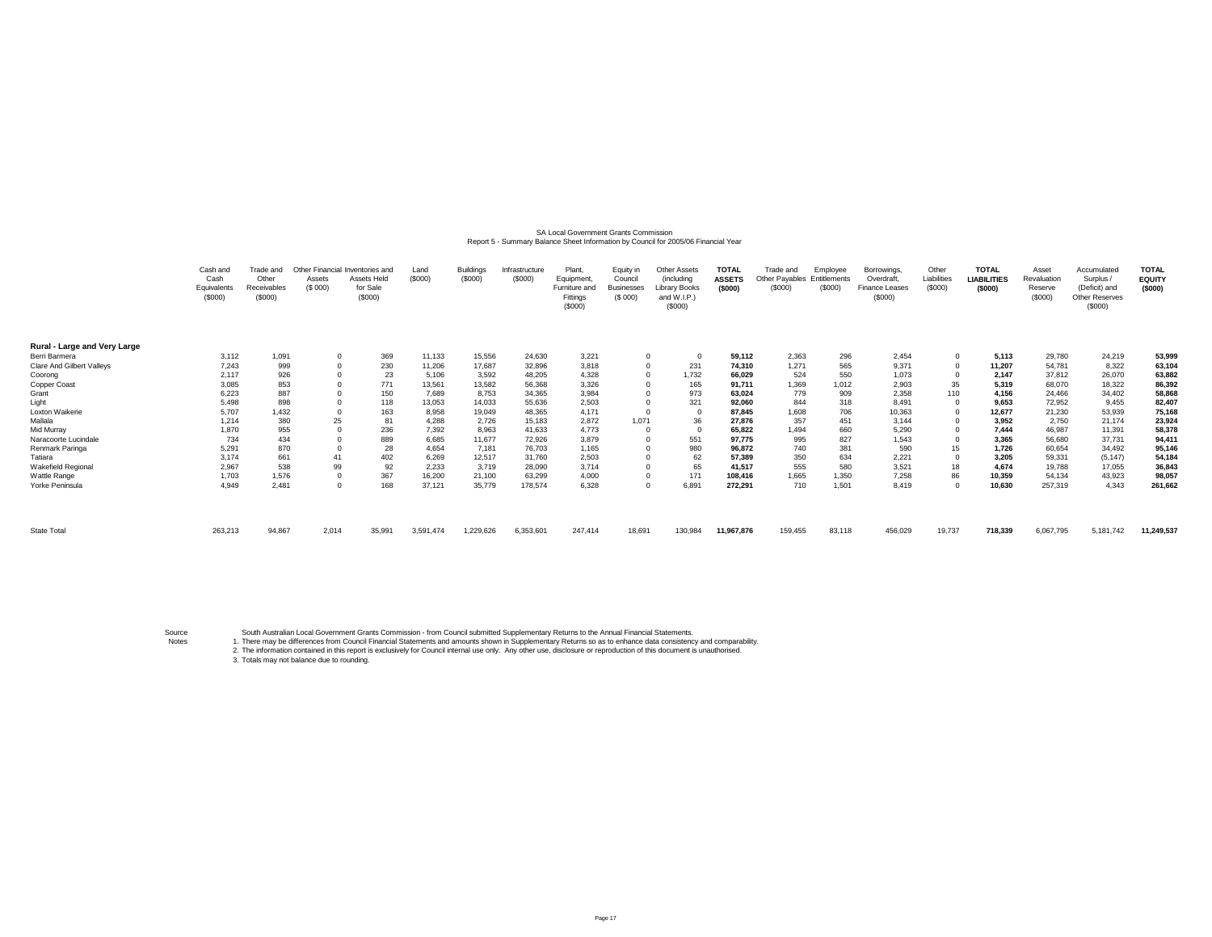SA Local Government Grants Commission
Report 5 - Summary Balance Sheet Information by Council for 2005/06 Financial Year

| | Cash and Cash Equivalents ($000) | Trade and Other Receivables ($000) | Other Financial Assets ($ 000) | Inventories and Assets Held for Sale ($000) | Land ($000) | Buildings ($000) | Infrastructure ($000) | Plant, Equipment, Furniture and Fittings ($000) | Equity in Council Businesses ($ 000) | Other Assets (including Library Books and W.I.P.) ($000) | **TOTAL ASSETS ($000)** | Trade and Other Payables ($000) | Employee Entitlements ($000) | Borrowings, Overdraft, Finance Leases ($000) | Other Liabilities ($000) | **TOTAL LIABILITIES ($000)** | Asset Revaluation Reserve ($000) | Accumulated Surplus / (Deficit) and Other Reserves ($000) | **TOTAL EQUITY ($000)** |
|---|---|---|---|---|---|---|---|---|---|---|---|---|---|---|---|---|---|---|---|
| **Rural - Large and Very Large** | | | | | | | | | | | | | | | | | | | |
| Berri Barmera | 3,112 | 1,091 | 0 | 369 | 11,133 | 15,556 | 24,630 | 3,221 | 0 | 0 | **59,112** | 2,363 | 296 | 2,454 | 0 | **5,113** | 29,780 | 24,219 | **53,999** |
| Clare And Gilbert Valleys | 7,243 | 999 | 0 | 230 | 11,206 | 17,687 | 32,896 | 3,818 | 0 | 231 | **74,310** | 1,271 | 565 | 9,371 | 0 | **11,207** | 54,781 | 8,322 | **63,104** |
| Coorong | 2,117 | 926 | 0 | 23 | 5,106 | 3,592 | 48,205 | 4,328 | 0 | 1,732 | **66,029** | 524 | 550 | 1,073 | 0 | **2,147** | 37,812 | 26,070 | **63,882** |
| Copper Coast | 3,085 | 853 | 0 | 771 | 13,561 | 13,582 | 56,368 | 3,326 | 0 | 165 | **91,711** | 1,369 | 1,012 | 2,903 | 35 | **5,319** | 68,070 | 18,322 | **86,392** |
| Grant | 6,223 | 887 | 0 | 150 | 7,689 | 8,753 | 34,365 | 3,984 | 0 | 973 | **63,024** | 779 | 909 | 2,358 | 110 | **4,156** | 24,466 | 34,402 | **58,868** |
| Light | 5,498 | 898 | 0 | 118 | 13,053 | 14,033 | 55,636 | 2,503 | 0 | 321 | **92,060** | 844 | 318 | 8,491 | 0 | **9,653** | 72,952 | 9,455 | **82,407** |
| Loxton Waikerie | 5,707 | 1,432 | 0 | 163 | 8,958 | 19,049 | 48,365 | 4,171 | 0 | 0 | **87,845** | 1,608 | 706 | 10,363 | 0 | **12,677** | 21,230 | 53,939 | **75,168** |
| Mallala | 1,214 | 380 | 25 | 81 | 4,288 | 2,726 | 15,183 | 2,872 | 1,071 | 36 | **27,876** | 357 | 451 | 3,144 | 0 | **3,952** | 2,750 | 21,174 | **23,924** |
| Mid Murray | 1,870 | 955 | 0 | 236 | 7,392 | 8,963 | 41,633 | 4,773 | 0 | 0 | **65,822** | 1,494 | 660 | 5,290 | 0 | **7,444** | 46,987 | 11,391 | **58,378** |
| Naracoorte Lucindale | 734 | 434 | 0 | 889 | 6,685 | 11,677 | 72,926 | 3,879 | 0 | 551 | **97,775** | 995 | 827 | 1,543 | 0 | **3,365** | 56,680 | 37,731 | **94,411** |
| Renmark Paringa | 5,291 | 870 | 0 | 28 | 4,654 | 7,181 | 76,703 | 1,165 | 0 | 980 | **96,872** | 740 | 381 | 590 | 15 | **1,726** | 60,654 | 34,492 | **95,146** |
| Tatiara | 3,174 | 661 | 41 | 402 | 6,269 | 12,517 | 31,760 | 2,503 | 0 | 62 | **57,389** | 350 | 634 | 2,221 | 0 | **3,205** | 59,331 | (5,147) | **54,184** |
| Wakefield Regional | 2,967 | 538 | 99 | 92 | 2,233 | 3,719 | 28,090 | 3,714 | 0 | 65 | **41,517** | 555 | 580 | 3,521 | 18 | **4,674** | 19,788 | 17,055 | **36,843** |
| Wattle Range | 1,703 | 1,576 | 0 | 367 | 16,200 | 21,100 | 63,299 | 4,000 | 0 | 171 | **108,416** | 1,665 | 1,350 | 7,258 | 86 | **10,359** | 54,134 | 43,923 | **98,057** |
| Yorke Peninsula | 4,949 | 2,481 | 0 | 168 | 37,121 | 35,779 | 178,574 | 6,328 | 0 | 6,891 | **272,291** | 710 | 1,501 | 8,419 | 0 | **10,630** | 257,319 | 4,343 | **261,662** |
| State Total | 263,213 | 94,867 | 2,014 | 35,991 | 3,591,474 | 1,229,626 | 6,353,601 | 247,414 | 18,691 | 130,984 | **11,967,876** | 159,455 | 83,118 | 456,029 | 19,737 | **718,339** | 6,067,795 | 5,181,742 | **11,249,537** |

Source: South Australian Local Government Grants Commission - from Council submitted Supplementary Returns to the Annual Financial Statements.

Notes:
1. There may be differences from Council Financial Statements and amounts shown in Supplementary Returns so as to enhance data consistency and comparability.
2. The information contained in this report is exclusively for Council internal use only. Any other use, disclosure or reproduction of this document is unauthorised.
3. Totals may not balance due to rounding.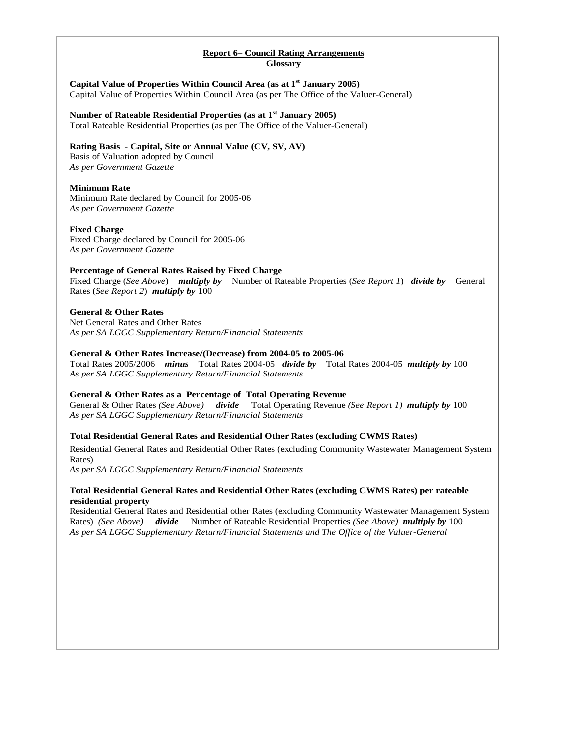## Report 6– Council Rating Arrangements

### Glossary

**Capital Value of Properties Within Council Area (as at 1st January 2005)**
Capital Value of Properties Within Council Area (as per The Office of the Valuer-General)

**Number of Rateable Residential Properties (as at 1st January 2005)**
Total Rateable Residential Properties (as per The Office of the Valuer-General)

**Rating Basis - Capital, Site or Annual Value (CV, SV, AV)**
Basis of Valuation adopted by Council
*As per Government Gazette*

**Minimum Rate**
Minimum Rate declared by Council for 2005-06
*As per Government Gazette*

**Fixed Charge**
Fixed Charge declared by Council for 2005-06
*As per Government Gazette*

**Percentage of General Rates Raised by Fixed Charge**
Fixed Charge (*See Above*) ***multiply by*** Number of Rateable Properties (*See Report 1*) ***divide by*** General Rates (*See Report 2*) ***multiply by*** 100

**General & Other Rates**
Net General Rates and Other Rates
*As per SA LGGC Supplementary Return/Financial Statements*

**General & Other Rates Increase/(Decrease) from 2004-05 to 2005-06**
Total Rates 2005/2006 ***minus*** Total Rates 2004-05 ***divide by*** Total Rates 2004-05 ***multiply by*** 100
*As per SA LGGC Supplementary Return/Financial Statements*

**General & Other Rates as a Percentage of Total Operating Revenue**
General & Other Rates *(See Above)* ***divide*** Total Operating Revenue *(See Report 1)* ***multiply by*** 100
*As per SA LGGC Supplementary Return/Financial Statements*

**Total Residential General Rates and Residential Other Rates (excluding CWMS Rates)**
Residential General Rates and Residential Other Rates (excluding Community Wastewater Management System Rates)
*As per SA LGGC Supplementary Return/Financial Statements*

**Total Residential General Rates and Residential Other Rates (excluding CWMS Rates) per rateable residential property**
Residential General Rates and Residential other Rates (excluding Community Wastewater Management System Rates) *(See Above)* ***divide*** Number of Rateable Residential Properties *(See Above)* ***multiply by*** 100
*As per SA LGGC Supplementary Return/Financial Statements and The Office of the Valuer-General*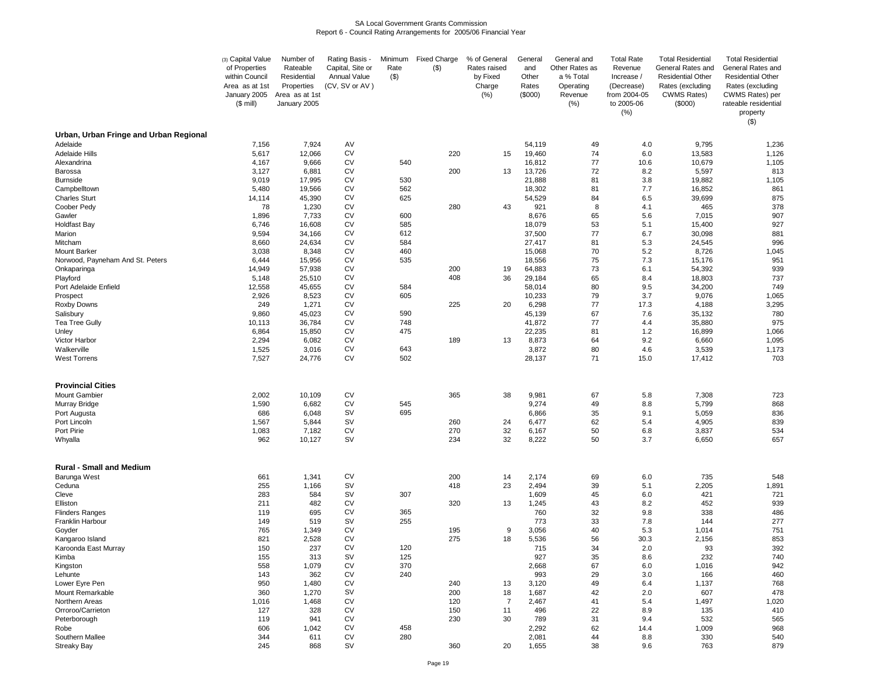SA Local Government Grants Commission
Report 6 - Council Rating Arrangements for 2005/06 Financial Year

| | (3) Capital Value of Properties within Council Area as at 1st January 2005 ($ mill) | Number of Rateable Residential Properties Area as at 1st January 2005 | Rating Basis - Capital, Site or Annual Value (CV, SV or AV ) | Minimum Rate ($) | Fixed Charge ($) | % of General Rates raised by Fixed Charge (%) | General and Other Rates ($000) | General and Other Rates as a % Total Operating Revenue (%) | Total Rate Revenue Increase / (Decrease) from 2004-05 to 2005-06 (%) | Total Residential General Rates and Residential Other Rates (excluding CWMS Rates) ($000) | Total Residential General Rates and Residential Other Rates (excluding CWMS Rates) per rateable residential property ($) |
|---|---|---|---|---|---|---|---|---|---|---|---|
| **Urban, Urban Fringe and Urban Regional** | | | | | | | | | | | |
| Adelaide | 7,156 | 7,924 | AV | | | | 54,119 | 49 | 4.0 | 9,795 | 1,236 |
| Adelaide Hills | 5,617 | 12,066 | CV | | 220 | 15 | 19,460 | 74 | 6.0 | 13,583 | 1,126 |
| Alexandrina | 4,167 | 9,666 | CV | 540 | | | 16,812 | 77 | 10.6 | 10,679 | 1,105 |
| Barossa | 3,127 | 6,881 | CV | | 200 | 13 | 13,726 | 72 | 8.2 | 5,597 | 813 |
| Burnside | 9,019 | 17,995 | CV | 530 | | | 21,888 | 81 | 3.8 | 19,882 | 1,105 |
| Campbelltown | 5,480 | 19,566 | CV | 562 | | | 18,302 | 81 | 7.7 | 16,852 | 861 |
| Charles Sturt | 14,114 | 45,390 | CV | 625 | | | 54,529 | 84 | 6.5 | 39,699 | 875 |
| Coober Pedy | 78 | 1,230 | CV | | 280 | 43 | 921 | 8 | 4.1 | 465 | 378 |
| Gawler | 1,896 | 7,733 | CV | 600 | | | 8,676 | 65 | 5.6 | 7,015 | 907 |
| Holdfast Bay | 6,746 | 16,608 | CV | 585 | | | 18,079 | 53 | 5.1 | 15,400 | 927 |
| Marion | 9,594 | 34,166 | CV | 612 | | | 37,500 | 77 | 6.7 | 30,098 | 881 |
| Mitcham | 8,660 | 24,634 | CV | 584 | | | 27,417 | 81 | 5.3 | 24,545 | 996 |
| Mount Barker | 3,038 | 8,348 | CV | 460 | | | 15,068 | 70 | 5.2 | 8,726 | 1,045 |
| Norwood, Payneham And St. Peters | 6,444 | 15,956 | CV | 535 | | | 18,556 | 75 | 7.3 | 15,176 | 951 |
| Onkaparinga | 14,949 | 57,938 | CV | | 200 | 19 | 64,883 | 73 | 6.1 | 54,392 | 939 |
| Playford | 5,148 | 25,510 | CV | | 408 | 36 | 29,184 | 65 | 8.4 | 18,803 | 737 |
| Port Adelaide Enfield | 12,558 | 45,655 | CV | 584 | | | 58,014 | 80 | 9.5 | 34,200 | 749 |
| Prospect | 2,926 | 8,523 | CV | 605 | | | 10,233 | 79 | 3.7 | 9,076 | 1,065 |
| Roxby Downs | 249 | 1,271 | CV | | 225 | 20 | 6,298 | 77 | 17.3 | 4,188 | 3,295 |
| Salisbury | 9,860 | 45,023 | CV | 590 | | | 45,139 | 67 | 7.6 | 35,132 | 780 |
| Tea Tree Gully | 10,113 | 36,784 | CV | 748 | | | 41,872 | 77 | 4.4 | 35,880 | 975 |
| Unley | 6,864 | 15,850 | CV | 475 | | | 22,235 | 81 | 1.2 | 16,899 | 1,066 |
| Victor Harbor | 2,294 | 6,082 | CV | | 189 | 13 | 8,873 | 64 | 9.2 | 6,660 | 1,095 |
| Walkerville | 1,525 | 3,016 | CV | 643 | | | 3,872 | 80 | 4.6 | 3,539 | 1,173 |
| West Torrens | 7,527 | 24,776 | CV | 502 | | | 28,137 | 71 | 15.0 | 17,412 | 703 |
| **Provincial Cities** | | | | | | | | | | | |
| Mount Gambier | 2,002 | 10,109 | CV | | 365 | 38 | 9,981 | 67 | 5.8 | 7,308 | 723 |
| Murray Bridge | 1,590 | 6,682 | CV | 545 | | | 9,274 | 49 | 8.8 | 5,799 | 868 |
| Port Augusta | 686 | 6,048 | SV | 695 | | | 6,866 | 35 | 9.1 | 5,059 | 836 |
| Port Lincoln | 1,567 | 5,844 | SV | | 260 | 24 | 6,477 | 62 | 5.4 | 4,905 | 839 |
| Port Pirie | 1,083 | 7,182 | CV | | 270 | 32 | 6,167 | 50 | 6.8 | 3,837 | 534 |
| Whyalla | 962 | 10,127 | SV | | 234 | 32 | 8,222 | 50 | 3.7 | 6,650 | 657 |
| **Rural - Small and Medium** | | | | | | | | | | | |
| Barunga West | 661 | 1,341 | CV | | 200 | 14 | 2,174 | 69 | 6.0 | 735 | 548 |
| Ceduna | 255 | 1,166 | SV | | 418 | 23 | 2,494 | 39 | 5.1 | 2,205 | 1,891 |
| Cleve | 283 | 584 | SV | 307 | | | 1,609 | 45 | 6.0 | 421 | 721 |
| Elliston | 211 | 482 | CV | | 320 | 13 | 1,245 | 43 | 8.2 | 452 | 939 |
| Flinders Ranges | 119 | 695 | CV | 365 | | | 760 | 32 | 9.8 | 338 | 486 |
| Franklin Harbour | 149 | 519 | SV | 255 | | | 773 | 33 | 7.8 | 144 | 277 |
| Goyder | 765 | 1,349 | CV | | 195 | 9 | 3,056 | 40 | 5.3 | 1,014 | 751 |
| Kangaroo Island | 821 | 2,528 | CV | | 275 | 18 | 5,536 | 56 | 30.3 | 2,156 | 853 |
| Karoonda East Murray | 150 | 237 | CV | 120 | | | 715 | 34 | 2.0 | 93 | 392 |
| Kimba | 155 | 313 | SV | 125 | | | 927 | 35 | 8.6 | 232 | 740 |
| Kingston | 558 | 1,079 | CV | 370 | | | 2,668 | 67 | 6.0 | 1,016 | 942 |
| Lehunte | 143 | 362 | CV | 240 | | | 993 | 29 | 3.0 | 166 | 460 |
| Lower Eyre Pen | 950 | 1,480 | CV | | 240 | 13 | 3,120 | 49 | 6.4 | 1,137 | 768 |
| Mount Remarkable | 360 | 1,270 | SV | | 200 | 18 | 1,687 | 42 | 2.0 | 607 | 478 |
| Northern Areas | 1,016 | 1,468 | CV | | 120 | 7 | 2,467 | 41 | 5.4 | 1,497 | 1,020 |
| Orroroo/Carrieton | 127 | 328 | CV | | 150 | 11 | 496 | 22 | 8.9 | 135 | 410 |
| Peterborough | 119 | 941 | CV | | 230 | 30 | 789 | 31 | 9.4 | 532 | 565 |
| Robe | 606 | 1,042 | CV | 458 | | | 2,292 | 62 | 14.4 | 1,009 | 968 |
| Southern Mallee | 344 | 611 | CV | 280 | | | 2,081 | 44 | 8.8 | 330 | 540 |
| Streaky Bay | 245 | 868 | SV | | 360 | 20 | 1,655 | 38 | 9.6 | 763 | 879 |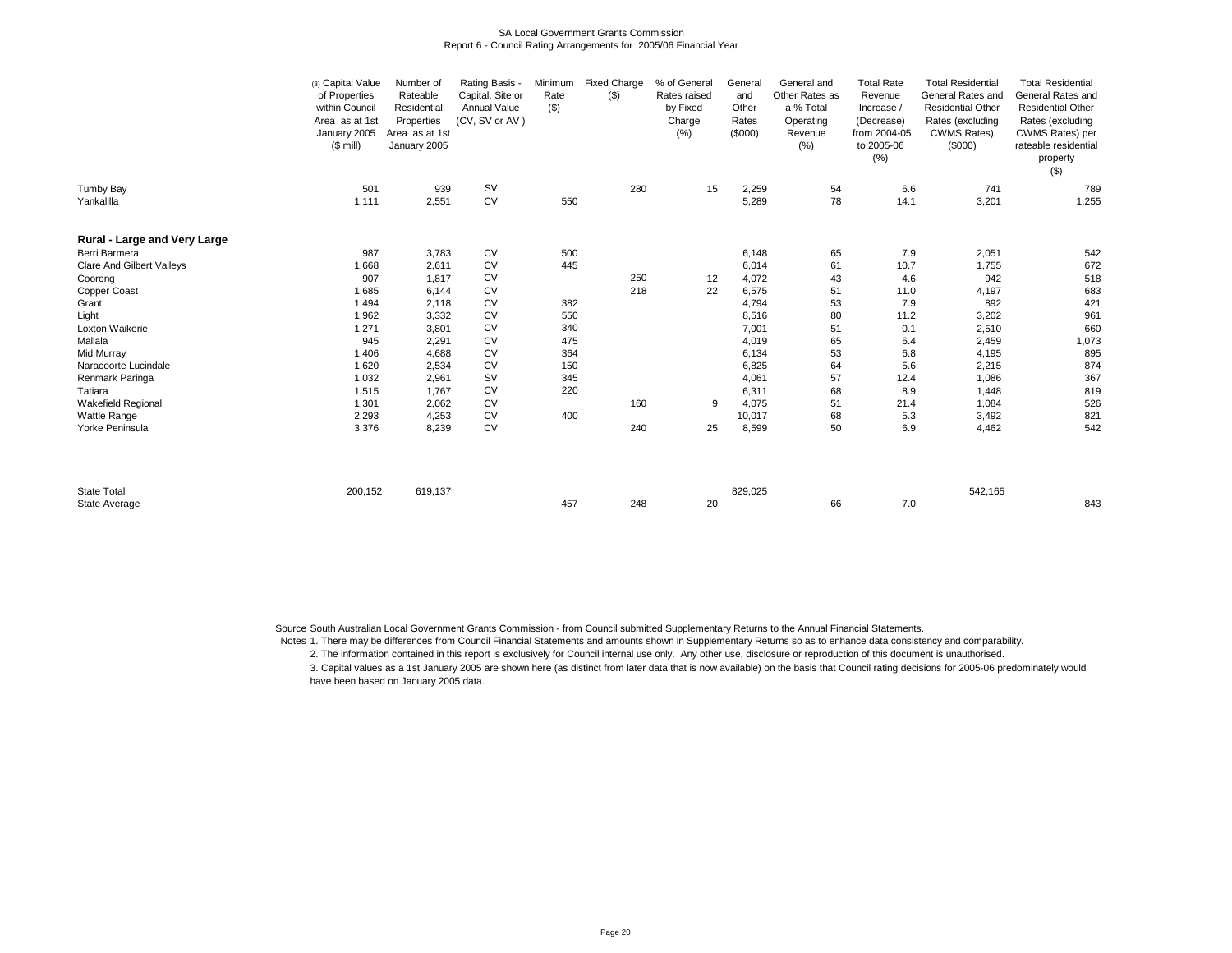SA Local Government Grants Commission
Report 6 - Council Rating Arrangements for 2005/06 Financial Year

| | (3) Capital Value of Properties within Council Area as at 1st January 2005 ($ mill) | Number of Rateable Residential Properties Area as at 1st January 2005 | Rating Basis - Capital, Site or Annual Value (CV, SV or AV ) | Minimum Rate ($) | Fixed Charge ($) | % of General Rates raised by Fixed Charge (%) | General and Other Rates ($000) | General and Other Rates as a % Total Operating Revenue (%) | Total Rate Revenue Increase / (Decrease) from 2004-05 to 2005-06 (%) | Total Residential General Rates and Residential Other Rates (excluding CWMS Rates) ($000) | Total Residential General Rates and Residential Other Rates (excluding CWMS Rates) per rateable residential property ($) |
|---|---|---|---|---|---|---|---|---|---|---|---|
| Tumby Bay | 501 | 939 | SV | | 280 | 15 | 2,259 | 54 | 6.6 | 741 | 789 |
| Yankalilla | 1,111 | 2,551 | CV | 550 | | | 5,289 | 78 | 14.1 | 3,201 | 1,255 |
| **Rural - Large and Very Large** | | | | | | | | | | | |
| Berri Barmera | 987 | 3,783 | CV | 500 | | | 6,148 | 65 | 7.9 | 2,051 | 542 |
| Clare And Gilbert Valleys | 1,668 | 2,611 | CV | 445 | | | 6,014 | 61 | 10.7 | 1,755 | 672 |
| Coorong | 907 | 1,817 | CV | | 250 | 12 | 4,072 | 43 | 4.6 | 942 | 518 |
| Copper Coast | 1,685 | 6,144 | CV | | 218 | 22 | 6,575 | 51 | 11.0 | 4,197 | 683 |
| Grant | 1,494 | 2,118 | CV | 382 | | | 4,794 | 53 | 7.9 | 892 | 421 |
| Light | 1,962 | 3,332 | CV | 550 | | | 8,516 | 80 | 11.2 | 3,202 | 961 |
| Loxton Waikerie | 1,271 | 3,801 | CV | 340 | | | 7,001 | 51 | 0.1 | 2,510 | 660 |
| Mallala | 945 | 2,291 | CV | 475 | | | 4,019 | 65 | 6.4 | 2,459 | 1,073 |
| Mid Murray | 1,406 | 4,688 | CV | 364 | | | 6,134 | 53 | 6.8 | 4,195 | 895 |
| Naracoorte Lucindale | 1,620 | 2,534 | CV | 150 | | | 6,825 | 64 | 5.6 | 2,215 | 874 |
| Renmark Paringa | 1,032 | 2,961 | SV | 345 | | | 4,061 | 57 | 12.4 | 1,086 | 367 |
| Tatiara | 1,515 | 1,767 | CV | 220 | | | 6,311 | 68 | 8.9 | 1,448 | 819 |
| Wakefield Regional | 1,301 | 2,062 | CV | | 160 | 9 | 4,075 | 51 | 21.4 | 1,084 | 526 |
| Wattle Range | 2,293 | 4,253 | CV | 400 | | | 10,017 | 68 | 5.3 | 3,492 | 821 |
| Yorke Peninsula | 3,376 | 8,239 | CV | | 240 | 25 | 8,599 | 50 | 6.9 | 4,462 | 542 |
| State Total | 200,152 | 619,137 | | | | | 829,025 | | | 542,165 | |
| State Average | | | | 457 | 248 | 20 | | 66 | 7.0 | | 843 |

Source South Australian Local Government Grants Commission - from Council submitted Supplementary Returns to the Annual Financial Statements.

Notes 1. There may be differences from Council Financial Statements and amounts shown in Supplementary Returns so as to enhance data consistency and comparability.

2. The information contained in this report is exclusively for Council internal use only. Any other use, disclosure or reproduction of this document is unauthorised.

3. Capital values as a 1st January 2005 are shown here (as distinct from later data that is now available) on the basis that Council rating decisions for 2005-06 predominately would have been based on January 2005 data.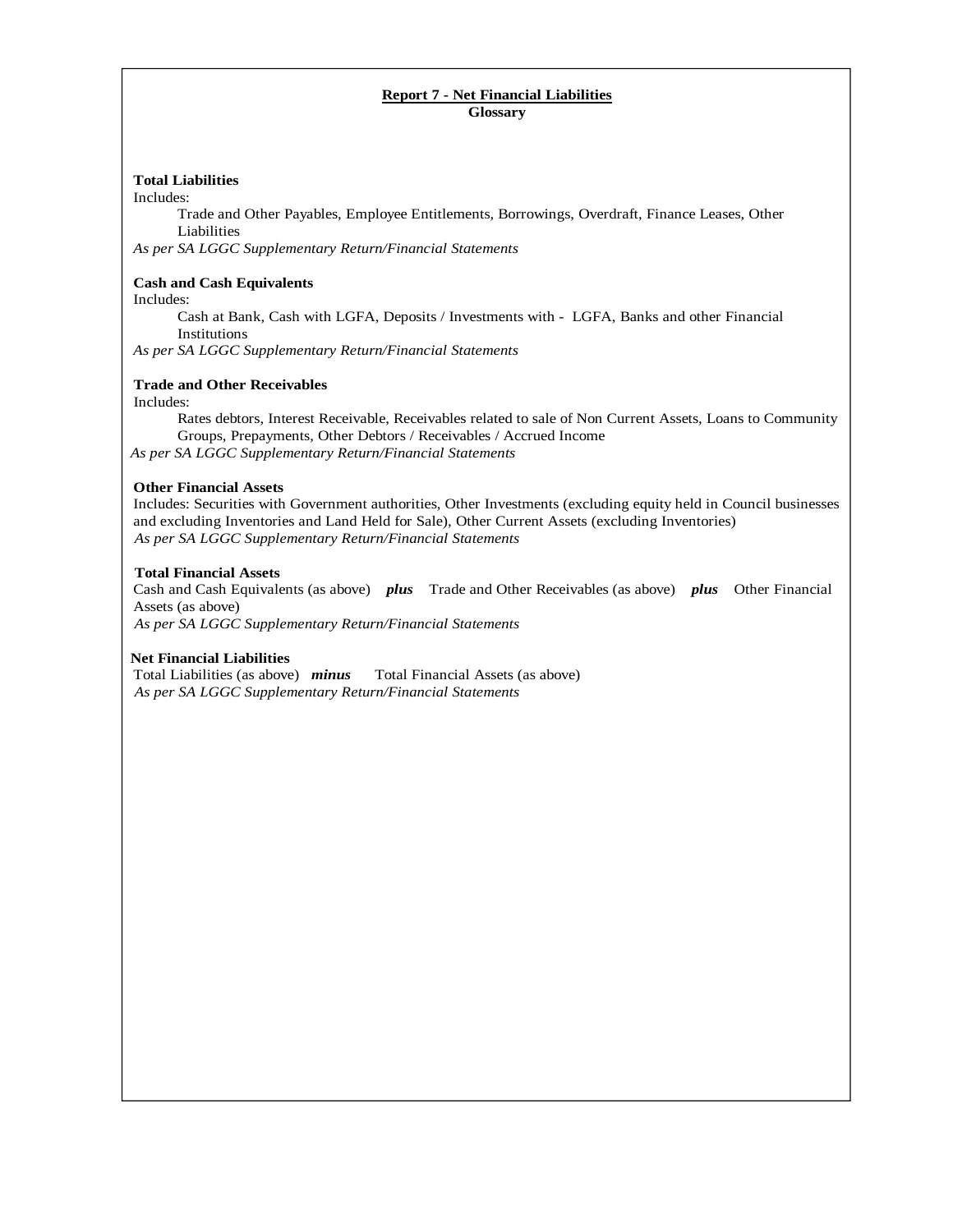# Report 7 - Net Financial Liabilities

## Glossary

**Total Liabilities**

Includes:

Trade and Other Payables, Employee Entitlements, Borrowings, Overdraft, Finance Leases, Other Liabilities

*As per SA LGGC Supplementary Return/Financial Statements*

**Cash and Cash Equivalents**

Includes:

Cash at Bank, Cash with LGFA, Deposits / Investments with - LGFA, Banks and other Financial Institutions

*As per SA LGGC Supplementary Return/Financial Statements*

**Trade and Other Receivables**

Includes:

Rates debtors, Interest Receivable, Receivables related to sale of Non Current Assets, Loans to Community Groups, Prepayments, Other Debtors / Receivables / Accrued Income

*As per SA LGGC Supplementary Return/Financial Statements*

**Other Financial Assets**

Includes: Securities with Government authorities, Other Investments (excluding equity held in Council businesses and excluding Inventories and Land Held for Sale), Other Current Assets (excluding Inventories)

*As per SA LGGC Supplementary Return/Financial Statements*

**Total Financial Assets**

Cash and Cash Equivalents (as above) ***plus*** Trade and Other Receivables (as above) ***plus*** Other Financial Assets (as above)

*As per SA LGGC Supplementary Return/Financial Statements*

**Net Financial Liabilities**

Total Liabilities (as above) ***minus*** Total Financial Assets (as above)

*As per SA LGGC Supplementary Return/Financial Statements*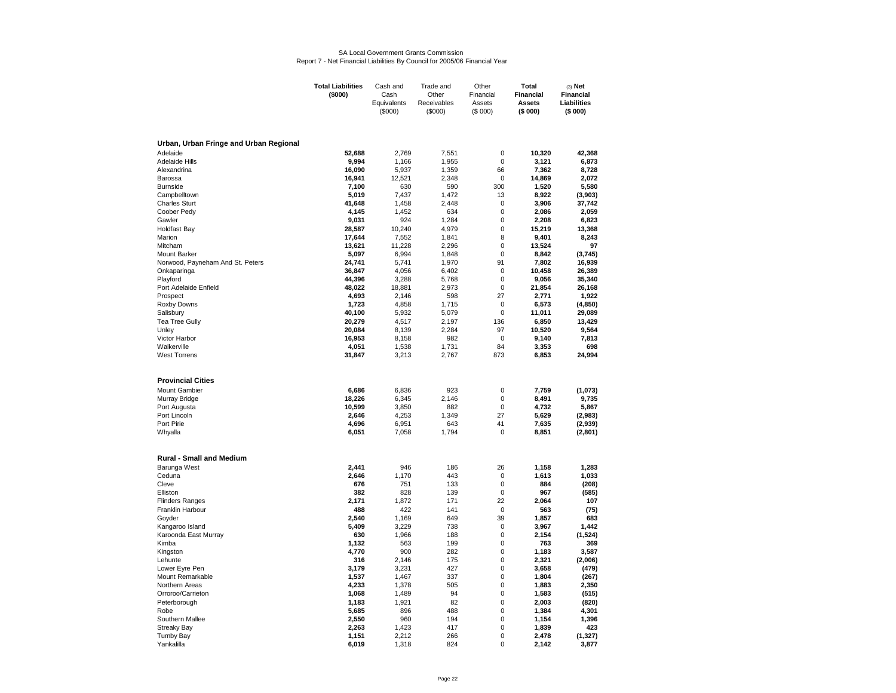SA Local Government Grants Commission
Report 7 - Net Financial Liabilities By Council for 2005/06 Financial Year

| | **Total Liabilities ($000)** | Cash and Cash Equivalents ($000) | Trade and Other Receivables ($000) | Other Financial Assets ($ 000) | **Total Financial Assets ($ 000)** | (3) **Net Financial Liabilities ($ 000)** |
|---|---|---|---|---|---|---|
| **Urban, Urban Fringe and Urban Regional** | | | | | | |
| Adelaide | **52,688** | 2,769 | 7,551 | 0 | **10,320** | **42,368** |
| Adelaide Hills | **9,994** | 1,166 | 1,955 | 0 | **3,121** | **6,873** |
| Alexandrina | **16,090** | 5,937 | 1,359 | 66 | **7,362** | **8,728** |
| Barossa | **16,941** | 12,521 | 2,348 | 0 | **14,869** | **2,072** |
| Burnside | **7,100** | 630 | 590 | 300 | **1,520** | **5,580** |
| Campbelltown | **5,019** | 7,437 | 1,472 | 13 | **8,922** | **(3,903)** |
| Charles Sturt | **41,648** | 1,458 | 2,448 | 0 | **3,906** | **37,742** |
| Coober Pedy | **4,145** | 1,452 | 634 | 0 | **2,086** | **2,059** |
| Gawler | **9,031** | 924 | 1,284 | 0 | **2,208** | **6,823** |
| Holdfast Bay | **28,587** | 10,240 | 4,979 | 0 | **15,219** | **13,368** |
| Marion | **17,644** | 7,552 | 1,841 | 8 | **9,401** | **8,243** |
| Mitcham | **13,621** | 11,228 | 2,296 | 0 | **13,524** | **97** |
| Mount Barker | **5,097** | 6,994 | 1,848 | 0 | **8,842** | **(3,745)** |
| Norwood, Payneham And St. Peters | **24,741** | 5,741 | 1,970 | 91 | **7,802** | **16,939** |
| Onkaparinga | **36,847** | 4,056 | 6,402 | 0 | **10,458** | **26,389** |
| Playford | **44,396** | 3,288 | 5,768 | 0 | **9,056** | **35,340** |
| Port Adelaide Enfield | **48,022** | 18,881 | 2,973 | 0 | **21,854** | **26,168** |
| Prospect | **4,693** | 2,146 | 598 | 27 | **2,771** | **1,922** |
| Roxby Downs | **1,723** | 4,858 | 1,715 | 0 | **6,573** | **(4,850)** |
| Salisbury | **40,100** | 5,932 | 5,079 | 0 | **11,011** | **29,089** |
| Tea Tree Gully | **20,279** | 4,517 | 2,197 | 136 | **6,850** | **13,429** |
| Unley | **20,084** | 8,139 | 2,284 | 97 | **10,520** | **9,564** |
| Victor Harbor | **16,953** | 8,158 | 982 | 0 | **9,140** | **7,813** |
| Walkerville | **4,051** | 1,538 | 1,731 | 84 | **3,353** | **698** |
| West Torrens | **31,847** | 3,213 | 2,767 | 873 | **6,853** | **24,994** |
| **Provincial Cities** | | | | | | |
| Mount Gambier | **6,686** | 6,836 | 923 | 0 | **7,759** | **(1,073)** |
| Murray Bridge | **18,226** | 6,345 | 2,146 | 0 | **8,491** | **9,735** |
| Port Augusta | **10,599** | 3,850 | 882 | 0 | **4,732** | **5,867** |
| Port Lincoln | **2,646** | 4,253 | 1,349 | 27 | **5,629** | **(2,983)** |
| Port Pirie | **4,696** | 6,951 | 643 | 41 | **7,635** | **(2,939)** |
| Whyalla | **6,051** | 7,058 | 1,794 | 0 | **8,851** | **(2,801)** |
| **Rural - Small and Medium** | | | | | | |
| Barunga West | **2,441** | 946 | 186 | 26 | **1,158** | **1,283** |
| Ceduna | **2,646** | 1,170 | 443 | 0 | **1,613** | **1,033** |
| Cleve | **676** | 751 | 133 | 0 | **884** | **(208)** |
| Elliston | **382** | 828 | 139 | 0 | **967** | **(585)** |
| Flinders Ranges | **2,171** | 1,872 | 171 | 22 | **2,064** | **107** |
| Franklin Harbour | **488** | 422 | 141 | 0 | **563** | **(75)** |
| Goyder | **2,540** | 1,169 | 649 | 39 | **1,857** | **683** |
| Kangaroo Island | **5,409** | 3,229 | 738 | 0 | **3,967** | **1,442** |
| Karoonda East Murray | **630** | 1,966 | 188 | 0 | **2,154** | **(1,524)** |
| Kimba | **1,132** | 563 | 199 | 0 | **763** | **369** |
| Kingston | **4,770** | 900 | 282 | 0 | **1,183** | **3,587** |
| Lehunte | **316** | 2,146 | 175 | 0 | **2,321** | **(2,006)** |
| Lower Eyre Pen | **3,179** | 3,231 | 427 | 0 | **3,658** | **(479)** |
| Mount Remarkable | **1,537** | 1,467 | 337 | 0 | **1,804** | **(267)** |
| Northern Areas | **4,233** | 1,378 | 505 | 0 | **1,883** | **2,350** |
| Orroroo/Carrieton | **1,068** | 1,489 | 94 | 0 | **1,583** | **(515)** |
| Peterborough | **1,183** | 1,921 | 82 | 0 | **2,003** | **(820)** |
| Robe | **5,685** | 896 | 488 | 0 | **1,384** | **4,301** |
| Southern Mallee | **2,550** | 960 | 194 | 0 | **1,154** | **1,396** |
| Streaky Bay | **2,263** | 1,423 | 417 | 0 | **1,839** | **423** |
| Tumby Bay | **1,151** | 2,212 | 266 | 0 | **2,478** | **(1,327)** |
| Yankalilla | **6,019** | 1,318 | 824 | 0 | **2,142** | **3,877** |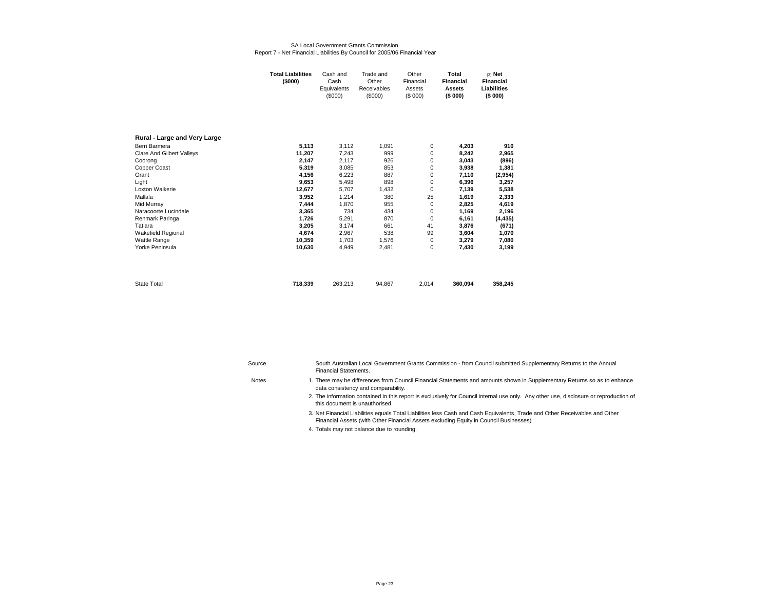SA Local Government Grants Commission
Report 7 - Net Financial Liabilities By Council for 2005/06 Financial Year

| | **Total Liabilities ($000)** | Cash and Cash Equivalents ($000) | Trade and Other Receivables ($000) | Other Financial Assets ($ 000) | **Total Financial Assets ($ 000)** | (3) **Net Financial Liabilities ($ 000)** |
|---|---|---|---|---|---|---|
| **Rural - Large and Very Large** | | | | | | |
| Berri Barmera | **5,113** | 3,112 | 1,091 | 0 | **4,203** | **910** |
| Clare And Gilbert Valleys | **11,207** | 7,243 | 999 | 0 | **8,242** | **2,965** |
| Coorong | **2,147** | 2,117 | 926 | 0 | **3,043** | **(896)** |
| Copper Coast | **5,319** | 3,085 | 853 | 0 | **3,938** | **1,381** |
| Grant | **4,156** | 6,223 | 887 | 0 | **7,110** | **(2,954)** |
| Light | **9,653** | 5,498 | 898 | 0 | **6,396** | **3,257** |
| Loxton Waikerie | **12,677** | 5,707 | 1,432 | 0 | **7,139** | **5,538** |
| Mallala | **3,952** | 1,214 | 380 | 25 | **1,619** | **2,333** |
| Mid Murray | **7,444** | 1,870 | 955 | 0 | **2,825** | **4,619** |
| Naracoorte Lucindale | **3,365** | 734 | 434 | 0 | **1,169** | **2,196** |
| Renmark Paringa | **1,726** | 5,291 | 870 | 0 | **6,161** | **(4,435)** |
| Tatiara | **3,205** | 3,174 | 661 | 41 | **3,876** | **(671)** |
| Wakefield Regional | **4,674** | 2,967 | 538 | 99 | **3,604** | **1,070** |
| Wattle Range | **10,359** | 1,703 | 1,576 | 0 | **3,279** | **7,080** |
| Yorke Peninsula | **10,630** | 4,949 | 2,481 | 0 | **7,430** | **3,199** |
| State Total | **718,339** | 263,213 | 94,867 | 2,014 | **360,094** | **358,245** |

Source: South Australian Local Government Grants Commission - from Council submitted Supplementary Returns to the Annual Financial Statements.

Notes:

1. There may be differences from Council Financial Statements and amounts shown in Supplementary Returns so as to enhance data consistency and comparability.
2. The information contained in this report is exclusively for Council internal use only. Any other use, disclosure or reproduction of this document is unauthorised.
3. Net Financial Liabilities equals Total Liabilities less Cash and Cash Equivalents, Trade and Other Receivables and Other Financial Assets (with Other Financial Assets excluding Equity in Council Businesses)
4. Totals may not balance due to rounding.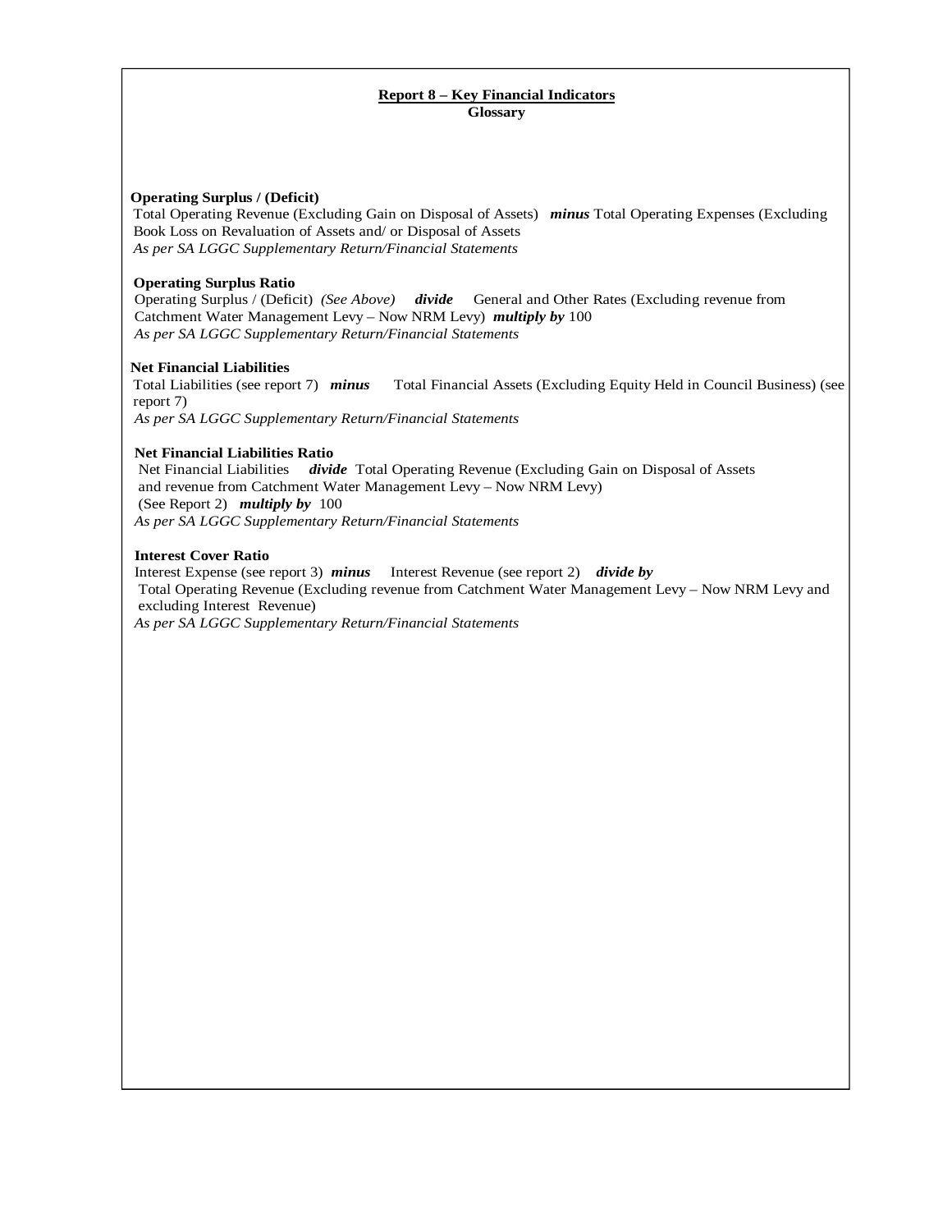## Report 8 – Key Financial Indicators

**Glossary**

**Operating Surplus / (Deficit)**

Total Operating Revenue (Excluding Gain on Disposal of Assets) ***minus*** Total Operating Expenses (Excluding Book Loss on Revaluation of Assets and/ or Disposal of Assets

*As per SA LGGC Supplementary Return/Financial Statements*

**Operating Surplus Ratio**

Operating Surplus / (Deficit) *(See Above)* ***divide*** General and Other Rates (Excluding revenue from Catchment Water Management Levy – Now NRM Levy) ***multiply by*** 100

*As per SA LGGC Supplementary Return/Financial Statements*

**Net Financial Liabilities**

Total Liabilities (see report 7) ***minus*** Total Financial Assets (Excluding Equity Held in Council Business) (see report 7)

*As per SA LGGC Supplementary Return/Financial Statements*

**Net Financial Liabilities Ratio**

Net Financial Liabilities ***divide*** Total Operating Revenue (Excluding Gain on Disposal of Assets and revenue from Catchment Water Management Levy – Now NRM Levy) (See Report 2) ***multiply by*** 100

*As per SA LGGC Supplementary Return/Financial Statements*

**Interest Cover Ratio**

Interest Expense (see report 3) ***minus*** Interest Revenue (see report 2) ***divide by*** Total Operating Revenue (Excluding revenue from Catchment Water Management Levy – Now NRM Levy and excluding Interest Revenue)

*As per SA LGGC Supplementary Return/Financial Statements*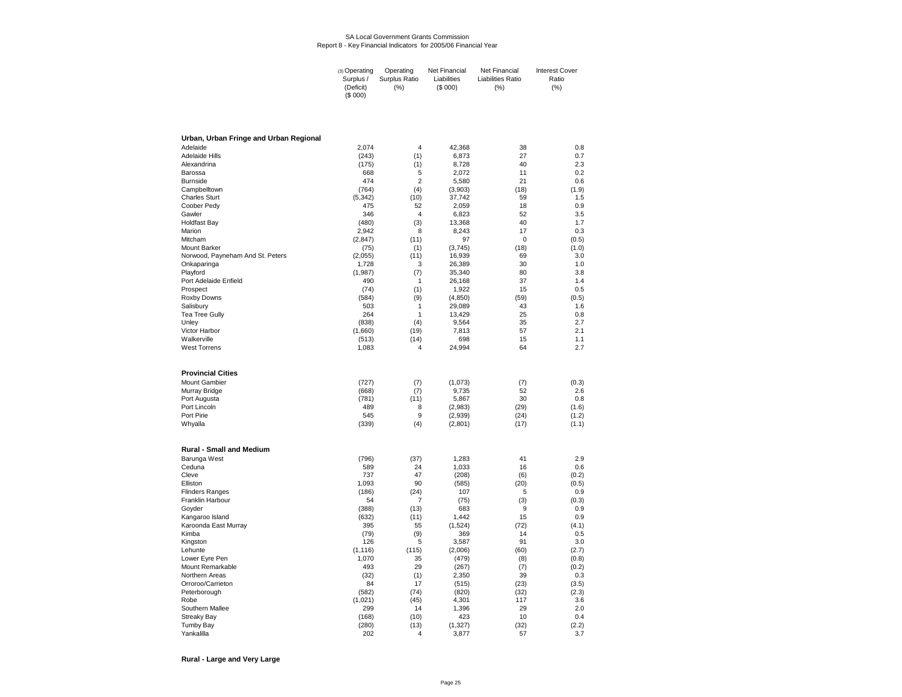SA Local Government Grants Commission
Report 8 - Key Financial Indicators for 2005/06 Financial Year

| | (3) Operating Surplus / (Deficit) ($ 000) | Operating Surplus Ratio (%) | Net Financial Liabilities ($ 000) | Net Financial Liabilities Ratio (%) | Interest Cover Ratio (%) |
|---|---|---|---|---|---|
| **Urban, Urban Fringe and Urban Regional** | | | | | |
| Adelaide | 2,074 | 4 | 42,368 | 38 | 0.8 |
| Adelaide Hills | (243) | (1) | 6,873 | 27 | 0.7 |
| Alexandrina | (175) | (1) | 8,728 | 40 | 2.3 |
| Barossa | 668 | 5 | 2,072 | 11 | 0.2 |
| Burnside | 474 | 2 | 5,580 | 21 | 0.6 |
| Campbelltown | (764) | (4) | (3,903) | (18) | (1.9) |
| Charles Sturt | (5,342) | (10) | 37,742 | 59 | 1.5 |
| Coober Pedy | 475 | 52 | 2,059 | 18 | 0.9 |
| Gawler | 346 | 4 | 6,823 | 52 | 3.5 |
| Holdfast Bay | (480) | (3) | 13,368 | 40 | 1.7 |
| Marion | 2,942 | 8 | 8,243 | 17 | 0.3 |
| Mitcham | (2,847) | (11) | 97 | 0 | (0.5) |
| Mount Barker | (75) | (1) | (3,745) | (18) | (1.0) |
| Norwood, Payneham And St. Peters | (2,055) | (11) | 16,939 | 69 | 3.0 |
| Onkaparinga | 1,728 | 3 | 26,389 | 30 | 1.0 |
| Playford | (1,987) | (7) | 35,340 | 80 | 3.8 |
| Port Adelaide Enfield | 490 | 1 | 26,168 | 37 | 1.4 |
| Prospect | (74) | (1) | 1,922 | 15 | 0.5 |
| Roxby Downs | (584) | (9) | (4,850) | (59) | (0.5) |
| Salisbury | 503 | 1 | 29,089 | 43 | 1.6 |
| Tea Tree Gully | 264 | 1 | 13,429 | 25 | 0.8 |
| Unley | (838) | (4) | 9,564 | 35 | 2.7 |
| Victor Harbor | (1,660) | (19) | 7,813 | 57 | 2.1 |
| Walkerville | (513) | (14) | 698 | 15 | 1.1 |
| West Torrens | 1,083 | 4 | 24,994 | 64 | 2.7 |
| **Provincial Cities** | | | | | |
| Mount Gambier | (727) | (7) | (1,073) | (7) | (0.3) |
| Murray Bridge | (668) | (7) | 9,735 | 52 | 2.6 |
| Port Augusta | (781) | (11) | 5,867 | 30 | 0.8 |
| Port Lincoln | 489 | 8 | (2,983) | (29) | (1.6) |
| Port Pirie | 545 | 9 | (2,939) | (24) | (1.2) |
| Whyalla | (339) | (4) | (2,801) | (17) | (1.1) |
| **Rural - Small and Medium** | | | | | |
| Barunga West | (796) | (37) | 1,283 | 41 | 2.9 |
| Ceduna | 589 | 24 | 1,033 | 16 | 0.6 |
| Cleve | 737 | 47 | (208) | (6) | (0.2) |
| Elliston | 1,093 | 90 | (585) | (20) | (0.5) |
| Flinders Ranges | (186) | (24) | 107 | 5 | 0.9 |
| Franklin Harbour | 54 | 7 | (75) | (3) | (0.3) |
| Goyder | (388) | (13) | 683 | 9 | 0.9 |
| Kangaroo Island | (632) | (11) | 1,442 | 15 | 0.9 |
| Karoonda East Murray | 395 | 55 | (1,524) | (72) | (4.1) |
| Kimba | (79) | (9) | 369 | 14 | 0.5 |
| Kingston | 126 | 5 | 3,587 | 91 | 3.0 |
| Lehunte | (1,116) | (115) | (2,006) | (60) | (2.7) |
| Lower Eyre Pen | 1,070 | 35 | (479) | (8) | (0.8) |
| Mount Remarkable | 493 | 29 | (267) | (7) | (0.2) |
| Northern Areas | (32) | (1) | 2,350 | 39 | 0.3 |
| Orroroo/Carrieton | 84 | 17 | (515) | (23) | (3.5) |
| Peterborough | (582) | (74) | (820) | (32) | (2.3) |
| Robe | (1,021) | (45) | 4,301 | 117 | 3.6 |
| Southern Mallee | 299 | 14 | 1,396 | 29 | 2.0 |
| Streaky Bay | (168) | (10) | 423 | 10 | 0.4 |
| Tumby Bay | (280) | (13) | (1,327) | (32) | (2.2) |
| Yankalilla | 202 | 4 | 3,877 | 57 | 3.7 |
| **Rural - Large and Very Large** | | | | | |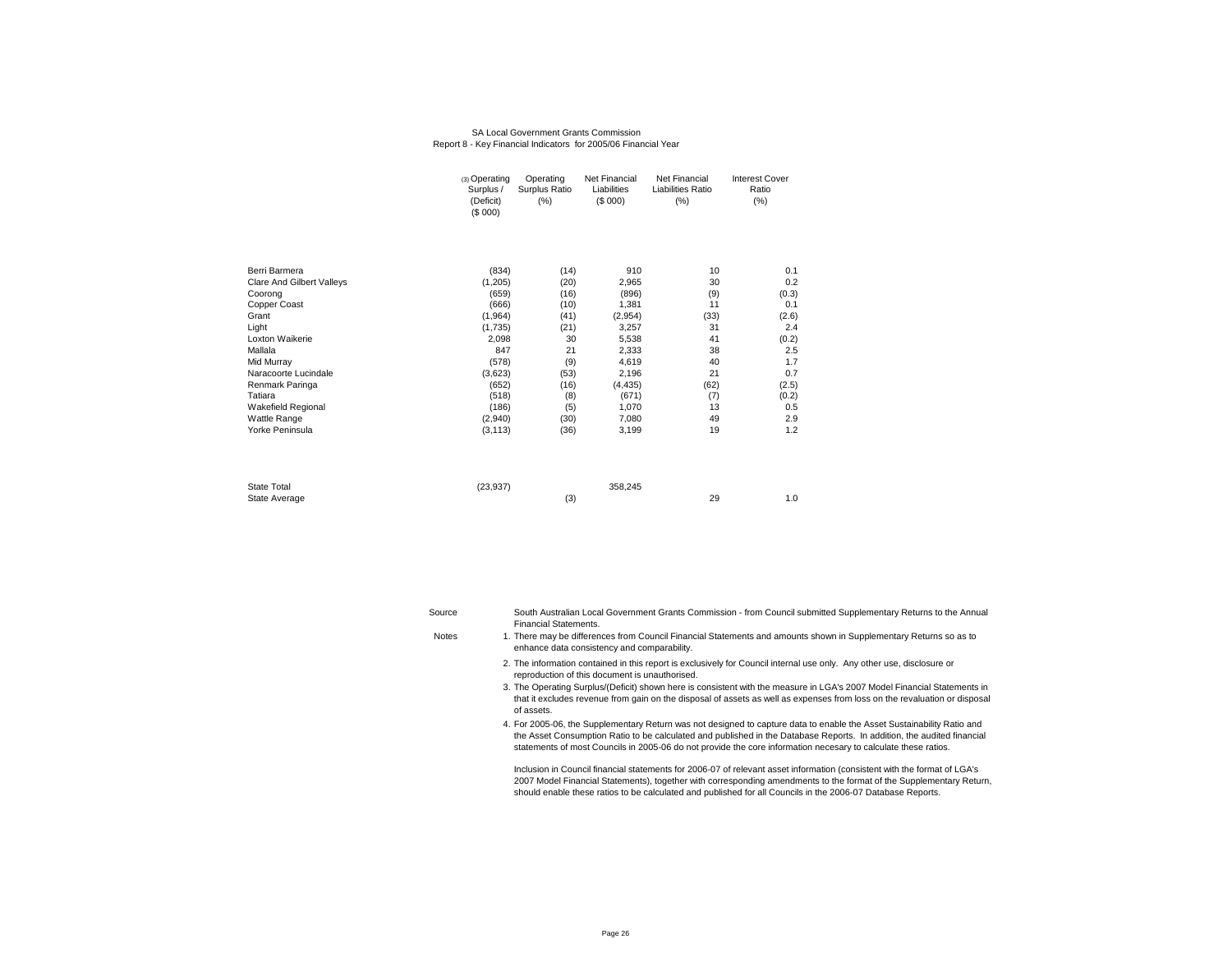SA Local Government Grants Commission
Report 8 - Key Financial Indicators for 2005/06 Financial Year

| | (3) Operating Surplus / (Deficit) ($ 000) | Operating Surplus Ratio (%) | Net Financial Liabilities ($ 000) | Net Financial Liabilities Ratio (%) | Interest Cover Ratio (%) |
|---|---|---|---|---|---|
| Berri Barmera | (834) | (14) | 910 | 10 | 0.1 |
| Clare And Gilbert Valleys | (1,205) | (20) | 2,965 | 30 | 0.2 |
| Coorong | (659) | (16) | (896) | (9) | (0.3) |
| Copper Coast | (666) | (10) | 1,381 | 11 | 0.1 |
| Grant | (1,964) | (41) | (2,954) | (33) | (2.6) |
| Light | (1,735) | (21) | 3,257 | 31 | 2.4 |
| Loxton Waikerie | 2,098 | 30 | 5,538 | 41 | (0.2) |
| Mallala | 847 | 21 | 2,333 | 38 | 2.5 |
| Mid Murray | (578) | (9) | 4,619 | 40 | 1.7 |
| Naracoorte Lucindale | (3,623) | (53) | 2,196 | 21 | 0.7 |
| Renmark Paringa | (652) | (16) | (4,435) | (62) | (2.5) |
| Tatiara | (518) | (8) | (671) | (7) | (0.2) |
| Wakefield Regional | (186) | (5) | 1,070 | 13 | 0.5 |
| Wattle Range | (2,940) | (30) | 7,080 | 49 | 2.9 |
| Yorke Peninsula | (3,113) | (36) | 3,199 | 19 | 1.2 |
| State Total | (23,937) | | 358,245 | | |
| State Average | | (3) | | 29 | 1.0 |

Source: South Australian Local Government Grants Commission - from Council submitted Supplementary Returns to the Annual Financial Statements.

Notes

1. There may be differences from Council Financial Statements and amounts shown in Supplementary Returns so as to enhance data consistency and comparability.
2. The information contained in this report is exclusively for Council internal use only. Any other use, disclosure or reproduction of this document is unauthorised.
3. The Operating Surplus/(Deficit) shown here is consistent with the measure in LGA's 2007 Model Financial Statements in that it excludes revenue from gain on the disposal of assets as well as expenses from loss on the revaluation or disposal of assets.
4. For 2005-06, the Supplementary Return was not designed to capture data to enable the Asset Sustainability Ratio and the Asset Consumption Ratio to be calculated and published in the Database Reports. In addition, the audited financial statements of most Councils in 2005-06 do not provide the core information necesary to calculate these ratios.

   Inclusion in Council financial statements for 2006-07 of relevant asset information (consistent with the format of LGA's 2007 Model Financial Statements), together with corresponding amendments to the format of the Supplementary Return, should enable these ratios to be calculated and published for all Councils in the 2006-07 Database Reports.